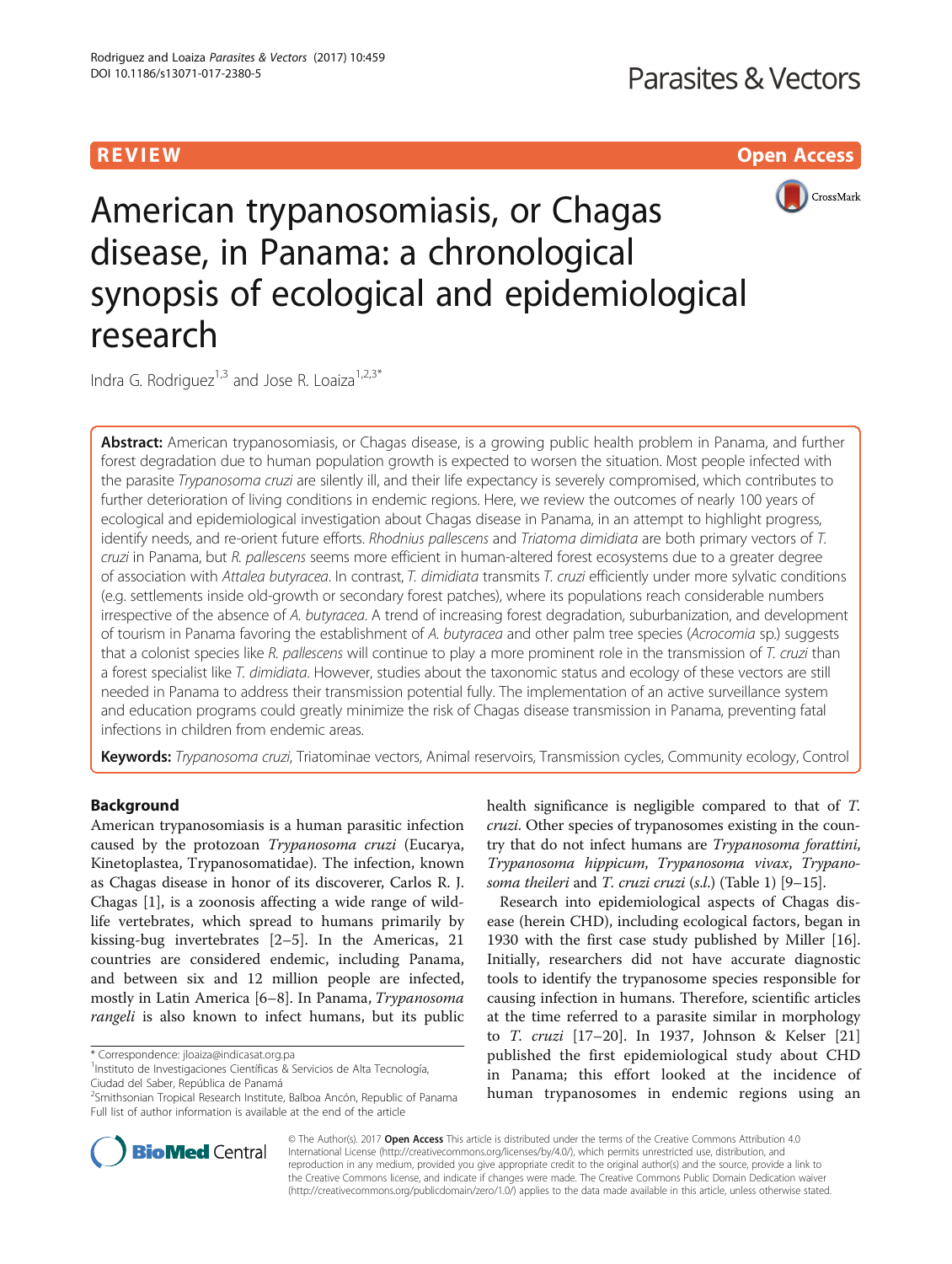REVIEW Open Access

# American trypanosomiasis, or Chagas disease, in Panama: a chronological synopsis of ecological and epidemiological research

Indra G. Rodriguez[1,3] and Jose R. Loaiza[1,2,3*]

**Abstract:** American trypanosomiasis, or Chagas disease, is a growing public health problem in Panama, and further forest degradation due to human population growth is expected to worsen the situation. Most people infected with the parasite *Trypanosoma cruzi* are silently ill, and their life expectancy is severely compromised, which contributes to further deterioration of living conditions in endemic regions. Here, we review the outcomes of nearly 100 years of ecological and epidemiological investigation about Chagas disease in Panama, in an attempt to highlight progress, identify needs, and re-orient future efforts. *Rhodnius pallescens* and *Triatoma dimidiata* are both primary vectors of *T. cruzi* in Panama, but *R. pallescens* seems more efficient in human-altered forest ecosystems due to a greater degree of association with *Attalea butyracea*. In contrast, *T. dimidiata* transmits *T. cruzi* efficiently under more sylvatic conditions (e.g. settlements inside old-growth or secondary forest patches), where its populations reach considerable numbers irrespective of the absence of *A. butyracea*. A trend of increasing forest degradation, suburbanization, and development of tourism in Panama favoring the establishment of *A. butyracea* and other palm tree species (*Acrocomia* sp.) suggests that a colonist species like *R. pallescens* will continue to play a more prominent role in the transmission of *T. cruzi* than a forest specialist like *T. dimidiata*. However, studies about the taxonomic status and ecology of these vectors are still needed in Panama to address their transmission potential fully. The implementation of an active surveillance system and education programs could greatly minimize the risk of Chagas disease transmission in Panama, preventing fatal infections in children from endemic areas.

**Keywords:** *Trypanosoma cruzi*, Triatominae vectors, Animal reservoirs, Transmission cycles, Community ecology, Control

## Background

American trypanosomiasis is a human parasitic infection caused by the protozoan *Trypanosoma cruzi* (Eucarya, Kinetoplastea, Trypanosomatidae). The infection, known as Chagas disease in honor of its discoverer, Carlos R. J. Chagas [1], is a zoonosis affecting a wide range of wildlife vertebrates, which spread to humans primarily by kissing-bug invertebrates [2–5]. In the Americas, 21 countries are considered endemic, including Panama, and between six and 12 million people are infected, mostly in Latin America [6–8]. In Panama, *Trypanosoma rangeli* is also known to infect humans, but its public health significance is negligible compared to that of *T. cruzi*. Other species of trypanosomes existing in the country that do not infect humans are *Trypanosoma forattini*, *Trypanosoma hippicum*, *Trypanosoma vivax*, *Trypanosoma theileri* and *T. cruzi cruzi* (*s.l.*) (Table 1) [9–15].

Research into epidemiological aspects of Chagas disease (herein CHD), including ecological factors, began in 1930 with the first case study published by Miller [16]. Initially, researchers did not have accurate diagnostic tools to identify the trypanosome species responsible for causing infection in humans. Therefore, scientific articles at the time referred to a parasite similar in morphology to *T. cruzi* [17–20]. In 1937, Johnson & Kelser [21] published the first epidemiological study about CHD in Panama; this effort looked at the incidence of human trypanosomes in endemic regions using an

\* Correspondence: jloaiza@indicasat.org.pa
[1]Instituto de Investigaciones Científicas & Servicios de Alta Tecnología, Ciudad del Saber, República de Panamá
[2]Smithsonian Tropical Research Institute, Balboa Ancón, Republic of Panama
Full list of author information is available at the end of the article

© The Author(s). 2017 **Open Access** This article is distributed under the terms of the Creative Commons Attribution 4.0 International License (http://creativecommons.org/licenses/by/4.0/), which permits unrestricted use, distribution, and reproduction in any medium, provided you give appropriate credit to the original author(s) and the source, provide a link to the Creative Commons license, and indicate if changes were made. The Creative Commons Public Domain Dedication waiver (http://creativecommons.org/publicdomain/zero/1.0/) applies to the data made available in this article, unless otherwise stated.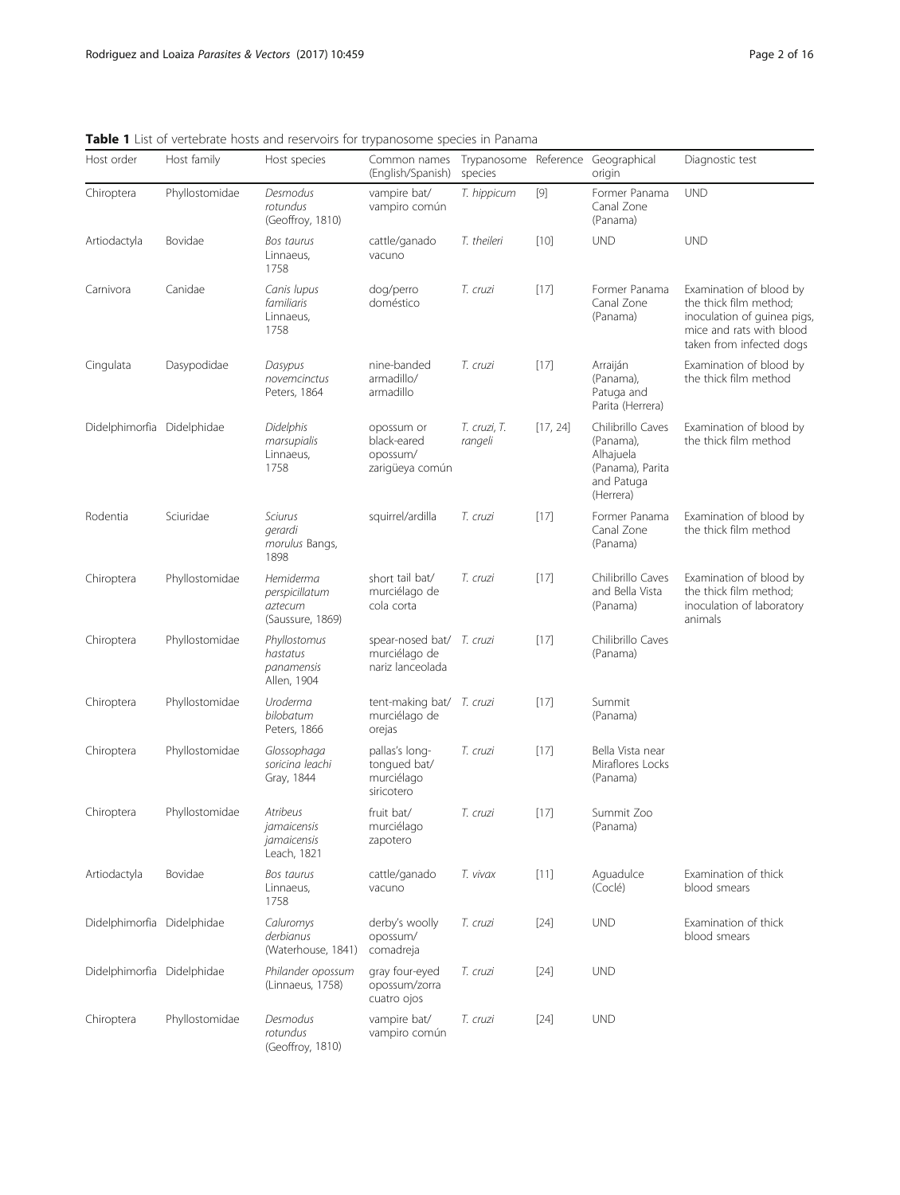**Table 1** List of vertebrate hosts and reservoirs for trypanosome species in Panama

| Host order | Host family | Host species | Common names (English/Spanish) | Trypanosome species | Reference | Geographical origin | Diagnostic test |
|---|---|---|---|---|---|---|---|
| Chiroptera | Phyllostomidae | *Desmodus rotundus* (Geoffroy, 1810) | vampire bat/ vampiro común | *T. hippicum* | [9] | Former Panama Canal Zone (Panama) | UND |
| Artiodactyla | Bovidae | *Bos taurus* Linnaeus, 1758 | cattle/ganado vacuno | *T. theileri* | [10] | UND | UND |
| Carnivora | Canidae | *Canis lupus familiaris* Linnaeus, 1758 | dog/perro doméstico | *T. cruzi* | [17] | Former Panama Canal Zone (Panama) | Examination of blood by the thick film method; inoculation of guinea pigs, mice and rats with blood taken from infected dogs |
| Cingulata | Dasypodidae | *Dasypus novemcinctus* Peters, 1864 | nine-banded armadillo/ armadillo | *T. cruzi* | [17] | Arraiján (Panama), Patuga and Parita (Herrera) | Examination of blood by the thick film method |
| Didelphimorfia | Didelphidae | *Didelphis marsupialis* Linnaeus, 1758 | opossum or black-eared opossum/ zarigüeya común | *T. cruzi*, *T. rangeli* | [17, 24] | Chilibrillo Caves (Panama), Alhajuela (Panama), Parita and Patuga (Herrera) | Examination of blood by the thick film method |
| Rodentia | Sciuridae | *Sciurus gerardi morulus* Bangs, 1898 | squirrel/ardilla | *T. cruzi* | [17] | Former Panama Canal Zone (Panama) | Examination of blood by the thick film method |
| Chiroptera | Phyllostomidae | *Hemiderma perspicillatum aztecum* (Saussure, 1869) | short tail bat/ murciélago de cola corta | *T. cruzi* | [17] | Chilibrillo Caves and Bella Vista (Panama) | Examination of blood by the thick film method; inoculation of laboratory animals |
| Chiroptera | Phyllostomidae | *Phyllostomus hastatus panamensis* Allen, 1904 | spear-nosed bat/ murciélago de nariz lanceolada | *T. cruzi* | [17] | Chilibrillo Caves (Panama) | |
| Chiroptera | Phyllostomidae | *Uroderma bilobatum* Peters, 1866 | tent-making bat/ murciélago de orejas | *T. cruzi* | [17] | Summit (Panama) | |
| Chiroptera | Phyllostomidae | *Glossophaga soricina leachi* Gray, 1844 | pallas's long-tongued bat/ murciélago siricotero | *T. cruzi* | [17] | Bella Vista near Miraflores Locks (Panama) | |
| Chiroptera | Phyllostomidae | *Atribeus jamaicensis jamaicensis* Leach, 1821 | fruit bat/ murciélago zapotero | *T. cruzi* | [17] | Summit Zoo (Panama) | |
| Artiodactyla | Bovidae | *Bos taurus* Linnaeus, 1758 | cattle/ganado vacuno | *T. vivax* | [11] | Aguadulce (Coclé) | Examination of thick blood smears |
| Didelphimorfia | Didelphidae | *Caluromys derbianus* (Waterhouse, 1841) | derby's woolly opossum/ comadreja | *T. cruzi* | [24] | UND | Examination of thick blood smears |
| Didelphimorfia | Didelphidae | *Philander opossum* (Linnaeus, 1758) | gray four-eyed opossum/zorra cuatro ojos | *T. cruzi* | [24] | UND | |
| Chiroptera | Phyllostomidae | *Desmodus rotundus* (Geoffroy, 1810) | vampire bat/ vampiro común | *T. cruzi* | [24] | UND | |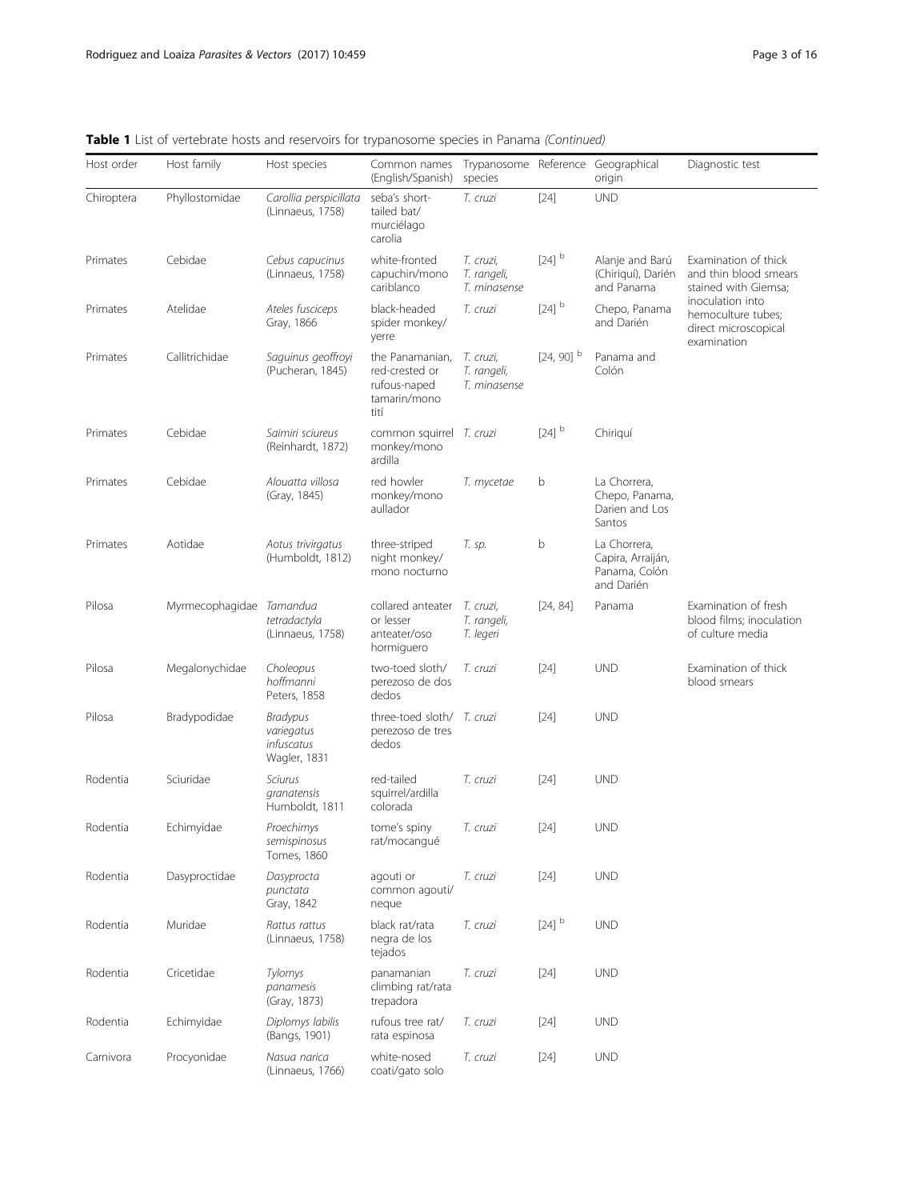**Table 1** List of vertebrate hosts and reservoirs for trypanosome species in Panama *(Continued)*

| Host order | Host family | Host species | Common names (English/Spanish) | Trypanosome species | Reference | Geographical origin | Diagnostic test |
|---|---|---|---|---|---|---|---|
| Chiroptera | Phyllostomidae | *Carollia perspicillata* (Linnaeus, 1758) | seba's short-tailed bat/murciélago carolia | *T. cruzi* | [24] | UND | |
| Primates | Cebidae | *Cebus capucinus* (Linnaeus, 1758) | white-fronted capuchin/mono cariblanco | *T. cruzi, T. rangeli, T. minasense* | [24] [b] | Alanje and Barú (Chiriquí), Darién and Panama | Examination of thick and thin blood smears stained with Giemsa; inoculation into hemoculture tubes; direct microscopical examination |
| Primates | Atelidae | *Ateles fusciceps* Gray, 1866 | black-headed spider monkey/yerre | *T. cruzi* | [24] [b] | Chepo, Panama and Darién | |
| Primates | Callitrichidae | *Saguinus geoffroyi* (Pucheran, 1845) | the Panamanian, red-crested or rufous-naped tamarin/mono tití | *T. cruzi, T. rangeli, T. minasense* | [24, 90] [b] | Panama and Colón | |
| Primates | Cebidae | *Saimiri sciureus* (Reinhardt, 1872) | common squirrel monkey/mono ardilla | *T. cruzi* | [24] [b] | Chiriquí | |
| Primates | Cebidae | *Alouatta villosa* (Gray, 1845) | red howler monkey/mono aullador | *T. mycetae* | b | La Chorrera, Chepo, Panama, Darien and Los Santos | |
| Primates | Aotidae | *Aotus trivirgatus* (Humboldt, 1812) | three-striped night monkey/mono nocturno | *T. sp.* | b | La Chorrera, Capira, Arraiján, Panama, Colón and Darién | |
| Pilosa | Myrmecophagidae | *Tamandua tetradactyla* (Linnaeus, 1758) | collared anteater or lesser anteater/oso hormiguero | *T. cruzi, T. rangeli, T. legeri* | [24, 84] | Panama | Examination of fresh blood films; inoculation of culture media |
| Pilosa | Megalonychidae | *Choleopus hoffmanni* Peters, 1858 | two-toed sloth/perezoso de dos dedos | *T. cruzi* | [24] | UND | Examination of thick blood smears |
| Pilosa | Bradypodidae | *Bradypus variegatus infuscatus* Wagler, 1831 | three-toed sloth/perezoso de tres dedos | *T. cruzi* | [24] | UND | |
| Rodentia | Sciuridae | *Sciurus granatensis* Humboldt, 1811 | red-tailed squirrel/ardilla colorada | *T. cruzi* | [24] | UND | |
| Rodentia | Echimyidae | *Proechimys semispinosus* Tomes, 1860 | tome's spiny rat/mocangué | *T. cruzi* | [24] | UND | |
| Rodentia | Dasyproctidae | *Dasyprocta punctata* Gray, 1842 | agouti or common agouti/neque | *T. cruzi* | [24] | UND | |
| Rodentia | Muridae | *Rattus rattus* (Linnaeus, 1758) | black rat/rata negra de los tejados | *T. cruzi* | [24] [b] | UND | |
| Rodentia | Cricetidae | *Tylomys panamesis* (Gray, 1873) | panamanian climbing rat/rata trepadora | *T. cruzi* | [24] | UND | |
| Rodentia | Echimyidae | *Diplomys labilis* (Bangs, 1901) | rufous tree rat/rata espinosa | *T. cruzi* | [24] | UND | |
| Carnivora | Procyonidae | *Nasua narica* (Linnaeus, 1766) | white-nosed coati/gato solo | *T. cruzi* | [24] | UND | |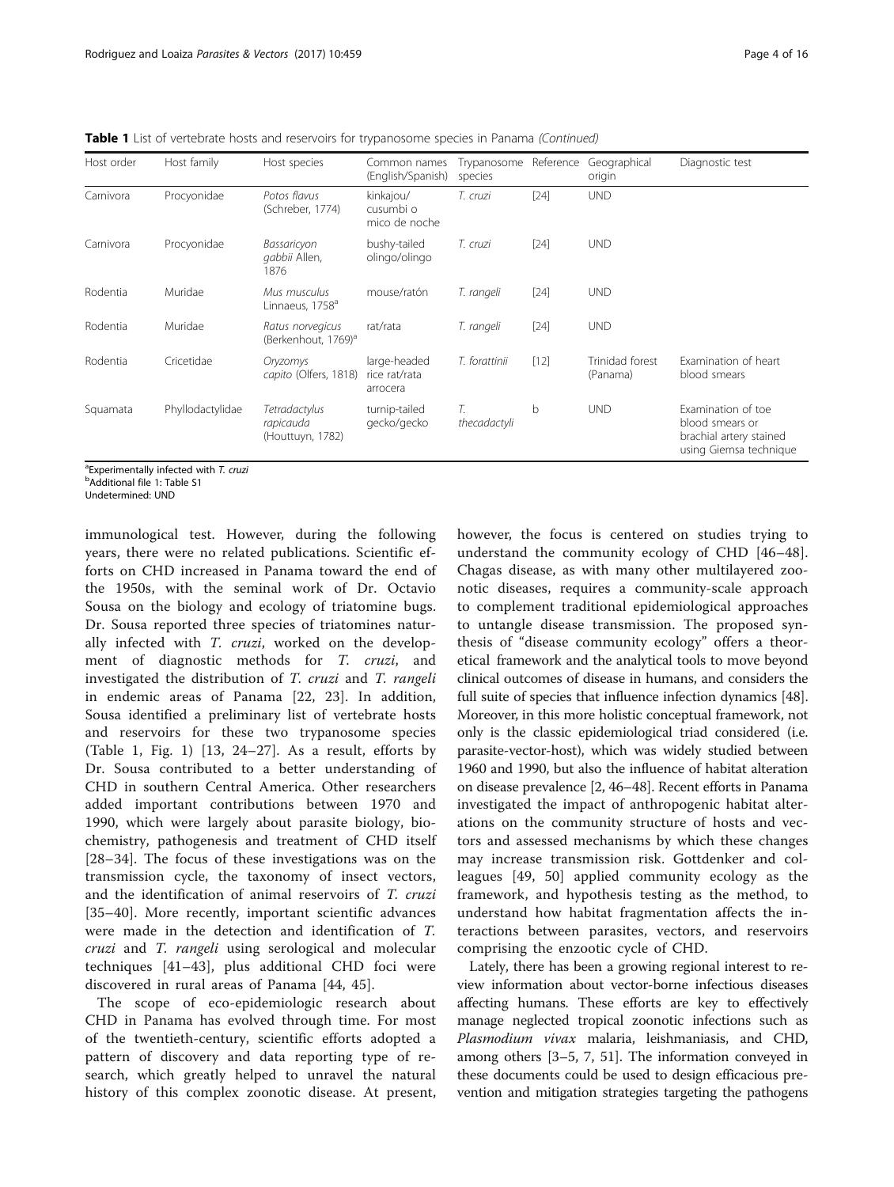**Table 1** List of vertebrate hosts and reservoirs for trypanosome species in Panama *(Continued)*

| Host order | Host family | Host species | Common names (English/Spanish) | Trypanosome species | Reference | Geographical origin | Diagnostic test |
|---|---|---|---|---|---|---|---|
| Carnivora | Procyonidae | *Potos flavus* (Schreber, 1774) | kinkajou/ cusumbi o mico de noche | *T. cruzi* | [24] | UND | |
| Carnivora | Procyonidae | *Bassaricyon gabbii* Allen, 1876 | bushy-tailed olingo/olingo | *T. cruzi* | [24] | UND | |
| Rodentia | Muridae | *Mus musculus* Linnaeus, 1758[a] | mouse/ratón | *T. rangeli* | [24] | UND | |
| Rodentia | Muridae | *Ratus norvegicus* (Berkenhout, 1769)[a] | rat/rata | *T. rangeli* | [24] | UND | |
| Rodentia | Cricetidae | *Oryzomys capito* (Olfers, 1818) | large-headed rice rat/rata arrocera | *T. forattinii* | [12] | Trinidad forest (Panama) | Examination of heart blood smears |
| Squamata | Phyllodactylidae | *Tetradactylus rapicauda* (Houttuyn, 1782) | turnip-tailed gecko/gecko | *T. thecadactyli* | b | UND | Examination of toe blood smears or brachial artery stained using Giemsa technique |

[a]Experimentally infected with *T. cruzi*
[b]Additional file 1: Table S1
Undetermined: UND

immunological test. However, during the following years, there were no related publications. Scientific efforts on CHD increased in Panama toward the end of the 1950s, with the seminal work of Dr. Octavio Sousa on the biology and ecology of triatomine bugs. Dr. Sousa reported three species of triatomines naturally infected with *T. cruzi*, worked on the development of diagnostic methods for *T. cruzi*, and investigated the distribution of *T. cruzi* and *T. rangeli* in endemic areas of Panama [22, 23]. In addition, Sousa identified a preliminary list of vertebrate hosts and reservoirs for these two trypanosome species (Table 1, Fig. 1) [13, 24–27]. As a result, efforts by Dr. Sousa contributed to a better understanding of CHD in southern Central America. Other researchers added important contributions between 1970 and 1990, which were largely about parasite biology, biochemistry, pathogenesis and treatment of CHD itself [28–34]. The focus of these investigations was on the transmission cycle, the taxonomy of insect vectors, and the identification of animal reservoirs of *T. cruzi* [35–40]. More recently, important scientific advances were made in the detection and identification of *T. cruzi* and *T. rangeli* using serological and molecular techniques [41–43], plus additional CHD foci were discovered in rural areas of Panama [44, 45].

The scope of eco-epidemiologic research about CHD in Panama has evolved through time. For most of the twentieth-century, scientific efforts adopted a pattern of discovery and data reporting type of research, which greatly helped to unravel the natural history of this complex zoonotic disease. At present, however, the focus is centered on studies trying to understand the community ecology of CHD [46–48]. Chagas disease, as with many other multilayered zoonotic diseases, requires a community-scale approach to complement traditional epidemiological approaches to untangle disease transmission. The proposed synthesis of "disease community ecology" offers a theoretical framework and the analytical tools to move beyond clinical outcomes of disease in humans, and considers the full suite of species that influence infection dynamics [48]. Moreover, in this more holistic conceptual framework, not only is the classic epidemiological triad considered (i.e. parasite-vector-host), which was widely studied between 1960 and 1990, but also the influence of habitat alteration on disease prevalence [2, 46–48]. Recent efforts in Panama investigated the impact of anthropogenic habitat alterations on the community structure of hosts and vectors and assessed mechanisms by which these changes may increase transmission risk. Gottdenker and colleagues [49, 50] applied community ecology as the framework, and hypothesis testing as the method, to understand how habitat fragmentation affects the interactions between parasites, vectors, and reservoirs comprising the enzootic cycle of CHD.

Lately, there has been a growing regional interest to review information about vector-borne infectious diseases affecting humans. These efforts are key to effectively manage neglected tropical zoonotic infections such as *Plasmodium vivax* malaria, leishmaniasis, and CHD, among others [3–5, 7, 51]. The information conveyed in these documents could be used to design efficacious prevention and mitigation strategies targeting the pathogens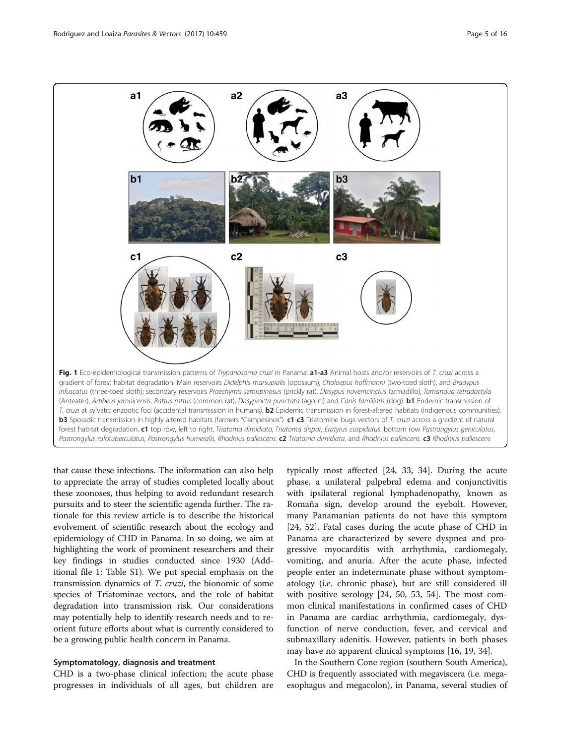Fig. 1 Eco-epidemiological transmission patterns of *Trypanosoma cruzi* in Panama: **a1-a3** Animal hosts and/or reservoirs of *T. cruzi* across a gradient of forest habitat degradation. Main reservoirs *Didelphis marsupialis* (opossum), *Choloepus hoffmanni* (two-toed sloth), and *Bradypus infuscatus* (three-toed sloth); secondary reservoirs *Proechymis semispinosus* (prickly rat), *Dasypus novemcinctus* (armadillo), *Tamandua tetradactyla* (Anteater), *Artibeus jamaicensis*, *Rattus rattus* (common rat), *Dasyprocta punctata* (agouti) and *Canis familiaris* (dog). **b1** Endemic transmission of *T. cruzi* at sylvatic enzootic foci (accidental transmission in humans). **b2** Epidemic transmission in forest-altered habitats (indigenous communities). **b3** Sporadic transmission in highly altered habitats (farmers "Campesinos"). **c1**-**c3** Triatomine bugs vectors of *T. cruzi* across a gradient of natural forest habitat degradation. **c1** top row, left to right, *Triatoma dimidiata*, *Triatoma dispar*, *Eratyrus cuspidatus*: bottom row *Pastrongylus geniculatus*, *Pastrongylus rufotuberculatus*, *Pastrongylus humeralis*, *Rhodnius pallescens*. **c2** *Triatoma dimidiata*, and *Rhodnius pallescens*. **c3** *Rhodnius pallescens*

that cause these infections. The information can also help to appreciate the array of studies completed locally about these zoonoses, thus helping to avoid redundant research pursuits and to steer the scientific agenda further. The rationale for this review article is to describe the historical evolvement of scientific research about the ecology and epidemiology of CHD in Panama. In so doing, we aim at highlighting the work of prominent researchers and their key findings in studies conducted since 1930 (Additional file 1: Table S1). We put special emphasis on the transmission dynamics of *T. cruzi*, the bionomic of some species of Triatominae vectors, and the role of habitat degradation into transmission risk. Our considerations may potentially help to identify research needs and to reorient future efforts about what is currently considered to be a growing public health concern in Panama.

## Symptomatology, diagnosis and treatment

CHD is a two-phase clinical infection; the acute phase progresses in individuals of all ages, but children are typically most affected [24, 33, 34]. During the acute phase, a unilateral palpebral edema and conjunctivitis with ipsilateral regional lymphadenopathy, known as Romaña sign, develop around the eyebolt. However, many Panamanian patients do not have this symptom [24, 52]. Fatal cases during the acute phase of CHD in Panama are characterized by severe dyspnea and progressive myocarditis with arrhythmia, cardiomegaly, vomiting, and anuria. After the acute phase, infected people enter an indeterminate phase without symptomatology (i.e. chronic phase), but are still considered ill with positive serology [24, 50, 53, 54]. The most common clinical manifestations in confirmed cases of CHD in Panama are cardiac arrhythmia, cardiomegaly, dysfunction of nerve conduction, fever, and cervical and submaxillary adenitis. However, patients in both phases may have no apparent clinical symptoms [16, 19, 34].

In the Southern Cone region (southern South America), CHD is frequently associated with megaviscera (i.e. megaesophagus and megacolon), in Panama, several studies of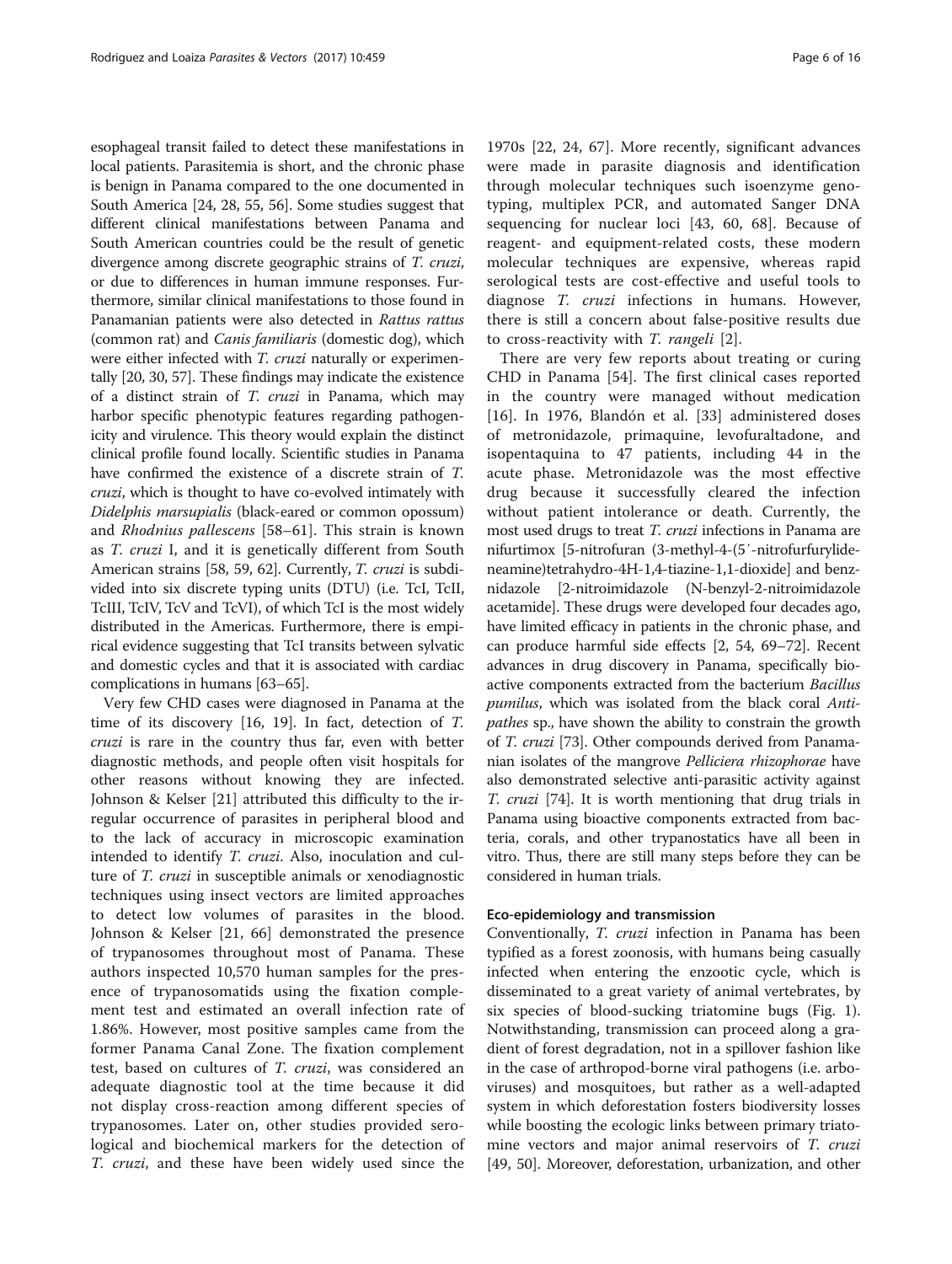esophageal transit failed to detect these manifestations in local patients. Parasitemia is short, and the chronic phase is benign in Panama compared to the one documented in South America [24, 28, 55, 56]. Some studies suggest that different clinical manifestations between Panama and South American countries could be the result of genetic divergence among discrete geographic strains of *T. cruzi*, or due to differences in human immune responses. Furthermore, similar clinical manifestations to those found in Panamanian patients were also detected in *Rattus rattus* (common rat) and *Canis familiaris* (domestic dog), which were either infected with *T. cruzi* naturally or experimentally [20, 30, 57]. These findings may indicate the existence of a distinct strain of *T. cruzi* in Panama, which may harbor specific phenotypic features regarding pathogenicity and virulence. This theory would explain the distinct clinical profile found locally. Scientific studies in Panama have confirmed the existence of a discrete strain of *T. cruzi*, which is thought to have co-evolved intimately with *Didelphis marsupialis* (black-eared or common opossum) and *Rhodnius pallescens* [58–61]. This strain is known as *T. cruzi* I, and it is genetically different from South American strains [58, 59, 62]. Currently, *T. cruzi* is subdivided into six discrete typing units (DTU) (i.e. TcI, TcII, TcIII, TcIV, TcV and TcVI), of which TcI is the most widely distributed in the Americas. Furthermore, there is empirical evidence suggesting that TcI transits between sylvatic and domestic cycles and that it is associated with cardiac complications in humans [63–65].

Very few CHD cases were diagnosed in Panama at the time of its discovery [16, 19]. In fact, detection of *T. cruzi* is rare in the country thus far, even with better diagnostic methods, and people often visit hospitals for other reasons without knowing they are infected. Johnson & Kelser [21] attributed this difficulty to the irregular occurrence of parasites in peripheral blood and to the lack of accuracy in microscopic examination intended to identify *T. cruzi*. Also, inoculation and culture of *T. cruzi* in susceptible animals or xenodiagnostic techniques using insect vectors are limited approaches to detect low volumes of parasites in the blood. Johnson & Kelser [21, 66] demonstrated the presence of trypanosomes throughout most of Panama. These authors inspected 10,570 human samples for the presence of trypanosomatids using the fixation complement test and estimated an overall infection rate of 1.86%. However, most positive samples came from the former Panama Canal Zone. The fixation complement test, based on cultures of *T. cruzi*, was considered an adequate diagnostic tool at the time because it did not display cross-reaction among different species of trypanosomes. Later on, other studies provided serological and biochemical markers for the detection of *T. cruzi*, and these have been widely used since the 1970s [22, 24, 67]. More recently, significant advances were made in parasite diagnosis and identification through molecular techniques such isoenzyme genotyping, multiplex PCR, and automated Sanger DNA sequencing for nuclear loci [43, 60, 68]. Because of reagent- and equipment-related costs, these modern molecular techniques are expensive, whereas rapid serological tests are cost-effective and useful tools to diagnose *T. cruzi* infections in humans. However, there is still a concern about false-positive results due to cross-reactivity with *T. rangeli* [2].

There are very few reports about treating or curing CHD in Panama [54]. The first clinical cases reported in the country were managed without medication [16]. In 1976, Blandón et al. [33] administered doses of metronidazole, primaquine, levofuraltadone, and isopentaquina to 47 patients, including 44 in the acute phase. Metronidazole was the most effective drug because it successfully cleared the infection without patient intolerance or death. Currently, the most used drugs to treat *T. cruzi* infections in Panama are nifurtimox [5-nitrofuran (3-methyl-4-(5′-nitrofurfurylideneamine)tetrahydro-4H-1,4-tiazine-1,1-dioxide] and benznidazole [2-nitroimidazole (N-benzyl-2-nitroimidazole acetamide]. These drugs were developed four decades ago, have limited efficacy in patients in the chronic phase, and can produce harmful side effects [2, 54, 69–72]. Recent advances in drug discovery in Panama, specifically bioactive components extracted from the bacterium *Bacillus pumilus*, which was isolated from the black coral *Antipathes* sp., have shown the ability to constrain the growth of *T. cruzi* [73]. Other compounds derived from Panamanian isolates of the mangrove *Pelliciera rhizophorae* have also demonstrated selective anti-parasitic activity against *T. cruzi* [74]. It is worth mentioning that drug trials in Panama using bioactive components extracted from bacteria, corals, and other trypanostatics have all been in vitro. Thus, there are still many steps before they can be considered in human trials.

#### Eco-epidemiology and transmission

Conventionally, *T. cruzi* infection in Panama has been typified as a forest zoonosis, with humans being casually infected when entering the enzootic cycle, which is disseminated to a great variety of animal vertebrates, by six species of blood-sucking triatomine bugs (Fig. 1). Notwithstanding, transmission can proceed along a gradient of forest degradation, not in a spillover fashion like in the case of arthropod-borne viral pathogens (i.e. arboviruses) and mosquitoes, but rather as a well-adapted system in which deforestation fosters biodiversity losses while boosting the ecologic links between primary triatomine vectors and major animal reservoirs of *T. cruzi* [49, 50]. Moreover, deforestation, urbanization, and other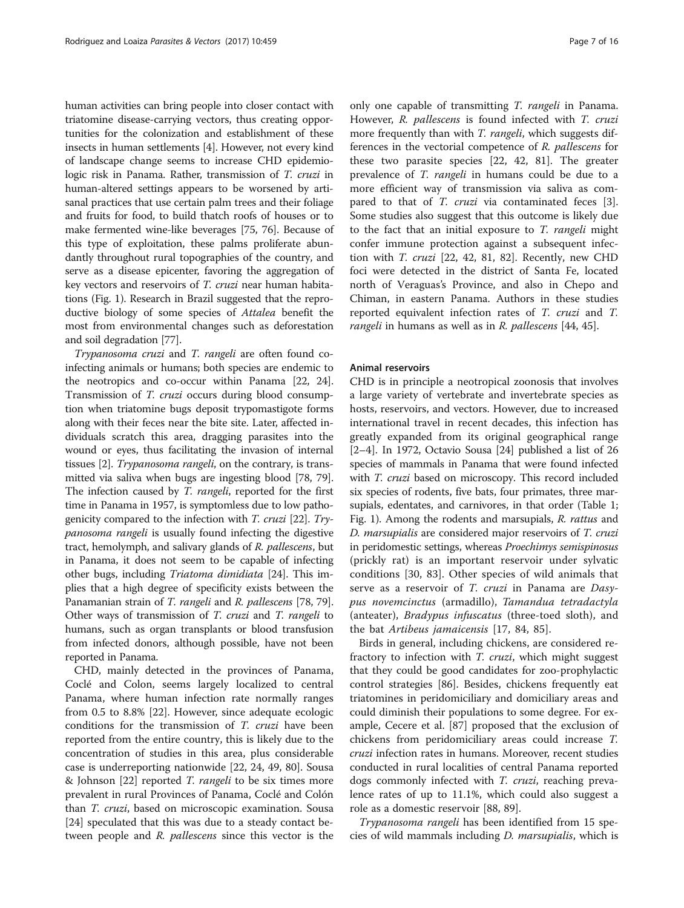human activities can bring people into closer contact with triatomine disease-carrying vectors, thus creating opportunities for the colonization and establishment of these insects in human settlements [4]. However, not every kind of landscape change seems to increase CHD epidemiologic risk in Panama. Rather, transmission of *T. cruzi* in human-altered settings appears to be worsened by artisanal practices that use certain palm trees and their foliage and fruits for food, to build thatch roofs of houses or to make fermented wine-like beverages [75, 76]. Because of this type of exploitation, these palms proliferate abundantly throughout rural topographies of the country, and serve as a disease epicenter, favoring the aggregation of key vectors and reservoirs of *T. cruzi* near human habitations (Fig. 1). Research in Brazil suggested that the reproductive biology of some species of *Attalea* benefit the most from environmental changes such as deforestation and soil degradation [77].

*Trypanosoma cruzi* and *T. rangeli* are often found co-infecting animals or humans; both species are endemic to the neotropics and co-occur within Panama [22, 24]. Transmission of *T. cruzi* occurs during blood consumption when triatomine bugs deposit trypomastigote forms along with their feces near the bite site. Later, affected individuals scratch this area, dragging parasites into the wound or eyes, thus facilitating the invasion of internal tissues [2]. *Trypanosoma rangeli*, on the contrary, is transmitted via saliva when bugs are ingesting blood [78, 79]. The infection caused by *T. rangeli*, reported for the first time in Panama in 1957, is symptomless due to low pathogenicity compared to the infection with *T. cruzi* [22]. *Trypanosoma rangeli* is usually found infecting the digestive tract, hemolymph, and salivary glands of *R. pallescens*, but in Panama, it does not seem to be capable of infecting other bugs, including *Triatoma dimidiata* [24]. This implies that a high degree of specificity exists between the Panamanian strain of *T. rangeli* and *R. pallescens* [78, 79]. Other ways of transmission of *T. cruzi* and *T. rangeli* to humans, such as organ transplants or blood transfusion from infected donors, although possible, have not been reported in Panama.

CHD, mainly detected in the provinces of Panama, Coclé and Colon, seems largely localized to central Panama, where human infection rate normally ranges from 0.5 to 8.8% [22]. However, since adequate ecologic conditions for the transmission of *T. cruzi* have been reported from the entire country, this is likely due to the concentration of studies in this area, plus considerable case is underreporting nationwide [22, 24, 49, 80]. Sousa & Johnson [22] reported *T. rangeli* to be six times more prevalent in rural Provinces of Panama, Coclé and Colón than *T. cruzi*, based on microscopic examination. Sousa [24] speculated that this was due to a steady contact between people and *R. pallescens* since this vector is the only one capable of transmitting *T. rangeli* in Panama. However, *R. pallescens* is found infected with *T. cruzi* more frequently than with *T. rangeli*, which suggests differences in the vectorial competence of *R. pallescens* for these two parasite species [22, 42, 81]. The greater prevalence of *T. rangeli* in humans could be due to a more efficient way of transmission via saliva as compared to that of *T. cruzi* via contaminated feces [3]. Some studies also suggest that this outcome is likely due to the fact that an initial exposure to *T. rangeli* might confer immune protection against a subsequent infection with *T. cruzi* [22, 42, 81, 82]. Recently, new CHD foci were detected in the district of Santa Fe, located north of Veraguas's Province, and also in Chepo and Chiman, in eastern Panama. Authors in these studies reported equivalent infection rates of *T. cruzi* and *T. rangeli* in humans as well as in *R. pallescens* [44, 45].

## Animal reservoirs

CHD is in principle a neotropical zoonosis that involves a large variety of vertebrate and invertebrate species as hosts, reservoirs, and vectors. However, due to increased international travel in recent decades, this infection has greatly expanded from its original geographical range [2–4]. In 1972, Octavio Sousa [24] published a list of 26 species of mammals in Panama that were found infected with *T. cruzi* based on microscopy. This record included six species of rodents, five bats, four primates, three marsupials, edentates, and carnivores, in that order (Table 1; Fig. 1). Among the rodents and marsupials, *R. rattus* and *D. marsupialis* are considered major reservoirs of *T. cruzi* in peridomestic settings, whereas *Proechimys semispinosus* (prickly rat) is an important reservoir under sylvatic conditions [30, 83]. Other species of wild animals that serve as a reservoir of *T. cruzi* in Panama are *Dasypus novemcinctus* (armadillo), *Tamandua tetradactyla* (anteater), *Bradypus infuscatus* (three-toed sloth), and the bat *Artibeus jamaicensis* [17, 84, 85].

Birds in general, including chickens, are considered refractory to infection with *T. cruzi*, which might suggest that they could be good candidates for zoo-prophylactic control strategies [86]. Besides, chickens frequently eat triatomines in peridomiciliary and domiciliary areas and could diminish their populations to some degree. For example, Cecere et al. [87] proposed that the exclusion of chickens from peridomiciliary areas could increase *T. cruzi* infection rates in humans. Moreover, recent studies conducted in rural localities of central Panama reported dogs commonly infected with *T. cruzi*, reaching prevalence rates of up to 11.1%, which could also suggest a role as a domestic reservoir [88, 89].

*Trypanosoma rangeli* has been identified from 15 species of wild mammals including *D. marsupialis*, which is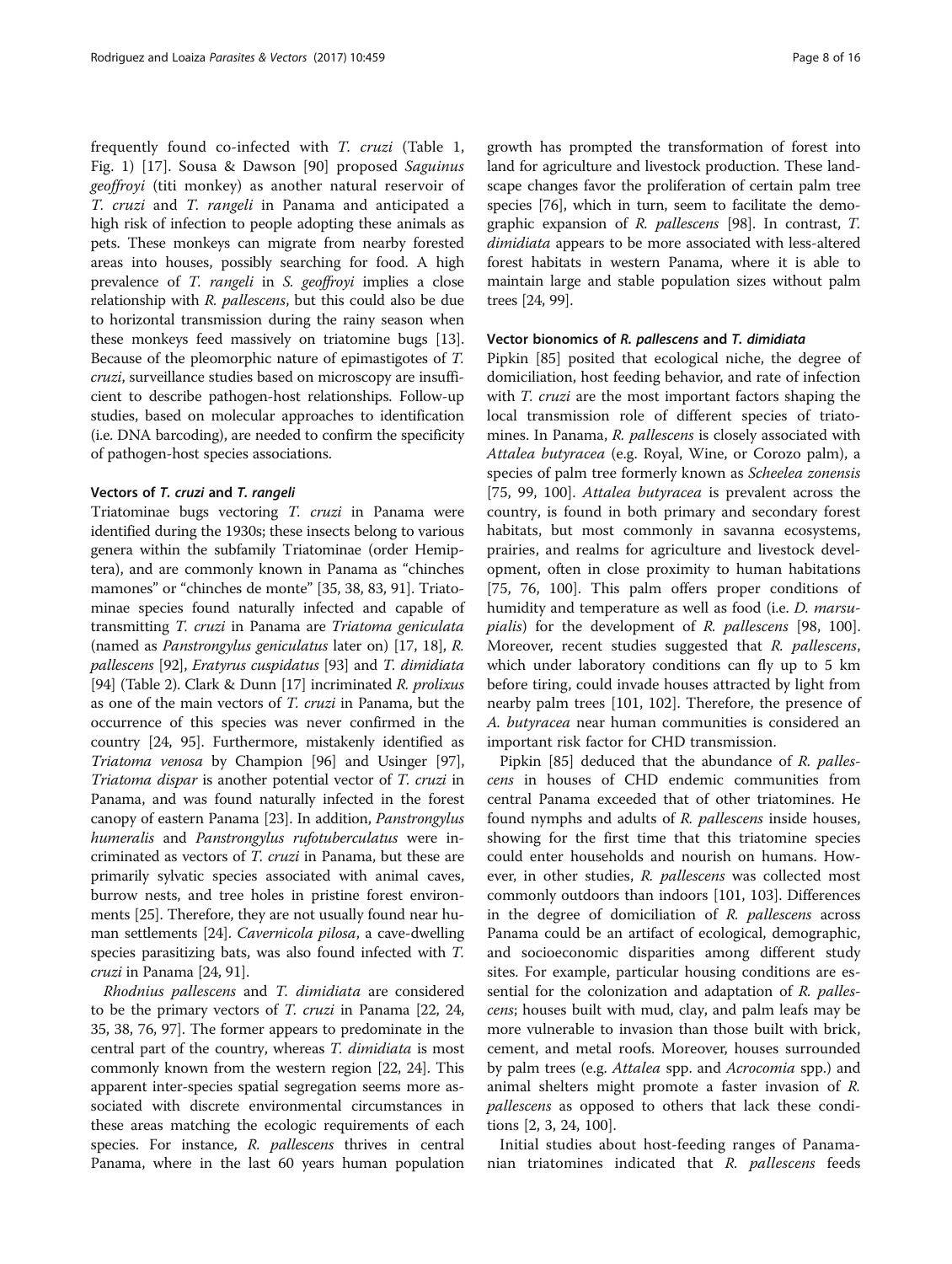frequently found co-infected with *T. cruzi* (Table 1, Fig. 1) [17]. Sousa & Dawson [90] proposed *Saguinus geoffroyi* (titi monkey) as another natural reservoir of *T. cruzi* and *T. rangeli* in Panama and anticipated a high risk of infection to people adopting these animals as pets. These monkeys can migrate from nearby forested areas into houses, possibly searching for food. A high prevalence of *T. rangeli* in *S. geoffroyi* implies a close relationship with *R. pallescens*, but this could also be due to horizontal transmission during the rainy season when these monkeys feed massively on triatomine bugs [13]. Because of the pleomorphic nature of epimastigotes of *T. cruzi*, surveillance studies based on microscopy are insufficient to describe pathogen-host relationships. Follow-up studies, based on molecular approaches to identification (i.e. DNA barcoding), are needed to confirm the specificity of pathogen-host species associations.

### Vectors of *T. cruzi* and *T. rangeli*

Triatominae bugs vectoring *T. cruzi* in Panama were identified during the 1930s; these insects belong to various genera within the subfamily Triatominae (order Hemiptera), and are commonly known in Panama as "chinches mamones" or "chinches de monte" [35, 38, 83, 91]. Triatominae species found naturally infected and capable of transmitting *T. cruzi* in Panama are *Triatoma geniculata* (named as *Panstrongylus geniculatus* later on) [17, 18], *R. pallescens* [92], *Eratyrus cuspidatus* [93] and *T. dimidiata* [94] (Table 2). Clark & Dunn [17] incriminated *R. prolixus* as one of the main vectors of *T. cruzi* in Panama, but the occurrence of this species was never confirmed in the country [24, 95]. Furthermore, mistakenly identified as *Triatoma venosa* by Champion [96] and Usinger [97], *Triatoma dispar* is another potential vector of *T. cruzi* in Panama, and was found naturally infected in the forest canopy of eastern Panama [23]. In addition, *Panstrongylus humeralis* and *Panstrongylus rufotuberculatus* were incriminated as vectors of *T. cruzi* in Panama, but these are primarily sylvatic species associated with animal caves, burrow nests, and tree holes in pristine forest environments [25]. Therefore, they are not usually found near human settlements [24]. *Cavernicola pilosa*, a cave-dwelling species parasitizing bats, was also found infected with *T. cruzi* in Panama [24, 91].

*Rhodnius pallescens* and *T. dimidiata* are considered to be the primary vectors of *T. cruzi* in Panama [22, 24, 35, 38, 76, 97]. The former appears to predominate in the central part of the country, whereas *T. dimidiata* is most commonly known from the western region [22, 24]. This apparent inter-species spatial segregation seems more associated with discrete environmental circumstances in these areas matching the ecologic requirements of each species. For instance, *R. pallescens* thrives in central Panama, where in the last 60 years human population growth has prompted the transformation of forest into land for agriculture and livestock production. These landscape changes favor the proliferation of certain palm tree species [76], which in turn, seem to facilitate the demographic expansion of *R. pallescens* [98]. In contrast, *T. dimidiata* appears to be more associated with less-altered forest habitats in western Panama, where it is able to maintain large and stable population sizes without palm trees [24, 99].

### Vector bionomics of *R. pallescens* and *T. dimidiata*

Pipkin [85] posited that ecological niche, the degree of domiciliation, host feeding behavior, and rate of infection with *T. cruzi* are the most important factors shaping the local transmission role of different species of triatomines. In Panama, *R. pallescens* is closely associated with *Attalea butyracea* (e.g. Royal, Wine, or Corozo palm), a species of palm tree formerly known as *Scheelea zonensis* [75, 99, 100]. *Attalea butyracea* is prevalent across the country, is found in both primary and secondary forest habitats, but most commonly in savanna ecosystems, prairies, and realms for agriculture and livestock development, often in close proximity to human habitations [75, 76, 100]. This palm offers proper conditions of humidity and temperature as well as food (i.e. *D. marsupialis*) for the development of *R. pallescens* [98, 100]. Moreover, recent studies suggested that *R. pallescens*, which under laboratory conditions can fly up to 5 km before tiring, could invade houses attracted by light from nearby palm trees [101, 102]. Therefore, the presence of *A. butyracea* near human communities is considered an important risk factor for CHD transmission.

Pipkin [85] deduced that the abundance of *R. pallescens* in houses of CHD endemic communities from central Panama exceeded that of other triatomines. He found nymphs and adults of *R. pallescens* inside houses, showing for the first time that this triatomine species could enter households and nourish on humans. However, in other studies, *R. pallescens* was collected most commonly outdoors than indoors [101, 103]. Differences in the degree of domiciliation of *R. pallescens* across Panama could be an artifact of ecological, demographic, and socioeconomic disparities among different study sites. For example, particular housing conditions are essential for the colonization and adaptation of *R. pallescens*; houses built with mud, clay, and palm leafs may be more vulnerable to invasion than those built with brick, cement, and metal roofs. Moreover, houses surrounded by palm trees (e.g. *Attalea* spp. and *Acrocomia* spp.) and animal shelters might promote a faster invasion of *R. pallescens* as opposed to others that lack these conditions [2, 3, 24, 100].

Initial studies about host-feeding ranges of Panamanian triatomines indicated that *R. pallescens* feeds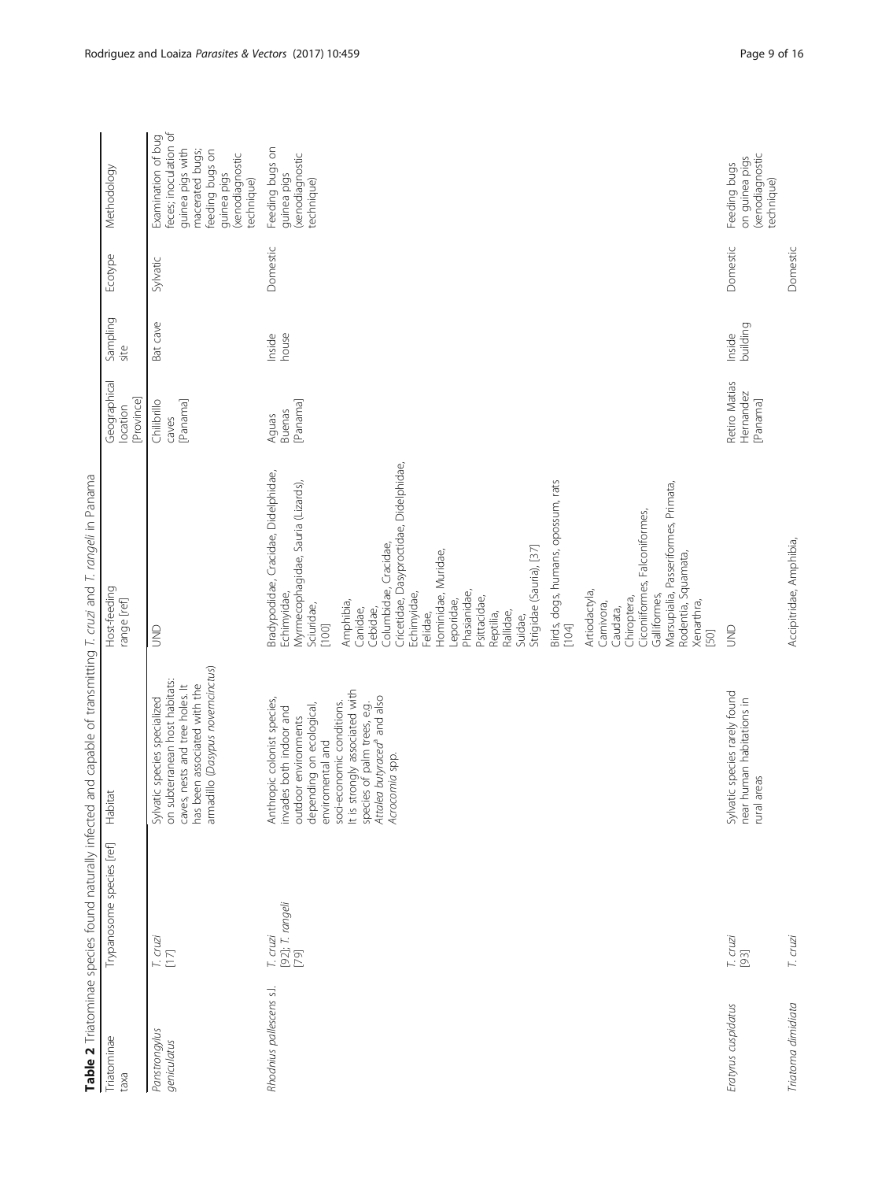**Table 2** Triatominae species found naturally infected and capable of transmitting *T. cruzi* and *T. rangeli* in Panama

| Triatominae taxa | Trypanosome species [ref] | Habitat | Host-feeding range [ref] | Geographical location [Province] | Sampling site | Ecotype | Methodology |
| --- | --- | --- | --- | --- | --- | --- | --- |
| *Panstrongylus geniculatus* | *T. cruzi* [17] | Sylvatic species specialized on subterranean host habitats: caves, nests and tree holes. It has been associated with the armadillo (*Dasypus novemcinctus*) | UND | Chilibrillo caves [Panama] | Bat cave | Sylvatic | Examination of bug feces; inoculation of guinea pigs with macerated bugs; feeding bugs on guinea pigs (xenodiagnostic technique) |
| *Rhodnius pallescens* s.l. | *T. cruzi* [92]; *T. rangeli* [79] | Anthropic colonist species, invades both indoor and outdoor environments depending on ecological, enviromental and soci-economic conditions. It is strongly associated with species of palm trees, e.g. *Attalea butyracea*[a] and also *Acrocomia* spp. | Bradypodidae, Cracidae, Didelphidae, Echimyidae, Myrmecophagidae, Sauria (Lizards), Sciuridae, [100] Amphibia, Canidae, Cebidae, Columbidae, Cracidae, Cricetidae, Dasyproctidae, Didelphidae, Echimyidae, Felidae, Hominidae, Muridae, Leporidae, Phasianidae, Psittacidae, Reptilia, Rallidae, Suidae, Strigidae (Sauria), [37] Birds, dogs, humans, opossum, rats [104] Artiodactyla, Carnivora, Caudata, Chiroptera, Ciconiformes, Falconiformes, Galliformes, Marsupialia, Passeriformes, Primata, Rodentia, Squamata, Xenarthra, [50] | Aguas Buenas [Panama] | Inside house | Domestic | Feeding bugs on guinea pigs (xenodiagnostic technique) |
| *Eratyrus cuspidatus* | *T. cruzi* [93] | Sylvatic species rarely found near human habitations in rural areas | UND | Retiro Matias Hernandez [Panama] | Inside building | Domestic | Feeding bugs on guinea pigs (xenodiagnostic technique) |
| *Triatoma dimidiata* | *T. cruzi* | | Accipitridae, Amphibia, | | | Domestic | |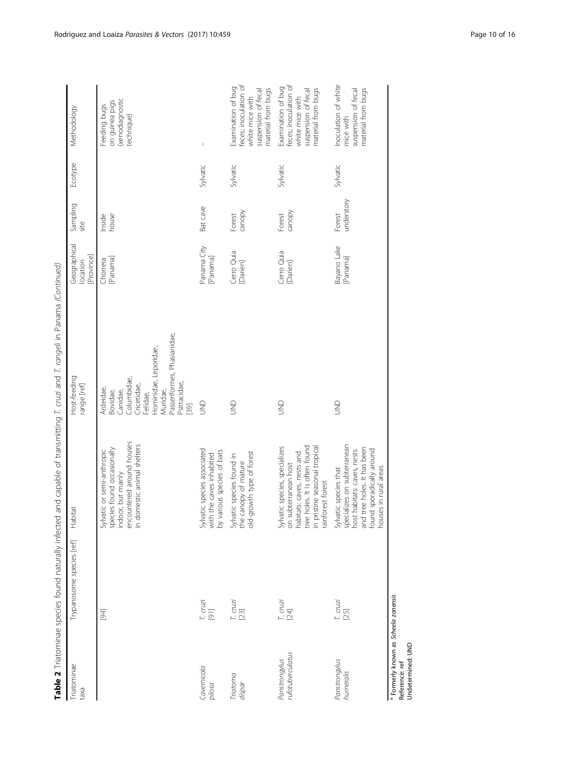**Table 2** Triatominae species found naturally infected and capable of transmitting *T. cruzi* and *T. rangeli* in Panama *(Continued)*

| Triatominae taxa | Trypanosome species [ref] | Habitat | Host-feeding range [ref] | Geographical location [Province] | Sampling site | Ecotype | Methodology |
|---|---|---|---|---|---|---|---|
| | [94] | Sylvatic or semi-anthropic species found occasionally indoor, but mainly encountered around houses in domestic animal shelters | Ardeidae, Bovidae, Canidae, Columbidae, Cricetidae, Felidae, Hominidae, Leporidae, Muridae, Passeriformes, Phasianidae, Psittacidae, [39] | Chorrera [Panama] | Inside house | | Feeding bugs on guinea pigs (xenodiagnostic technique) |
| *Cavernicola pilosa* | *T. cruzi* [91] | Sylvatic species associated with the caves inhabited by various species of bats | UND | Panama City [Panama] | Bat cave | Sylvatic | – |
| *Triatoma dispar* | *T. cruzi* [23] | Sylvatic species found in the canopy of mature old-growth type of forest | UND | Cerro Quia [Darien] | Forest canopy | Sylvatic | Examination of bug feces; inoculation of white mice with suspension of fecal material from bugs |
| *Panstrongylus rufotuberculatus* | *T. cruzi* [24] | Sylvatic species, specializes on subterranean host habitats: caves, nests and tree holes. It is often found in pristine seasonal tropical rainforest forest | UND | Cerro Quia [Darien] | Forest canopy | Sylvatic | Examination of bug feces; inoculation of white mice with suspension of fecal material from bugs |
| *Panstrongylus humeralis* | *T. cruzi* [25] | Sylvatic species that specializes on subterranean host habitats: caves, nests and tree holes. It has been found sporadically around houses in rural areas | UND | Bayano Lake [Panama] | Forest understory | Sylvatic | Inoculation of white mice with suspension of fecal material from bugs |

[a] Formerly known as *Scheela zonensis*
Reference: ref
Undetermined: UND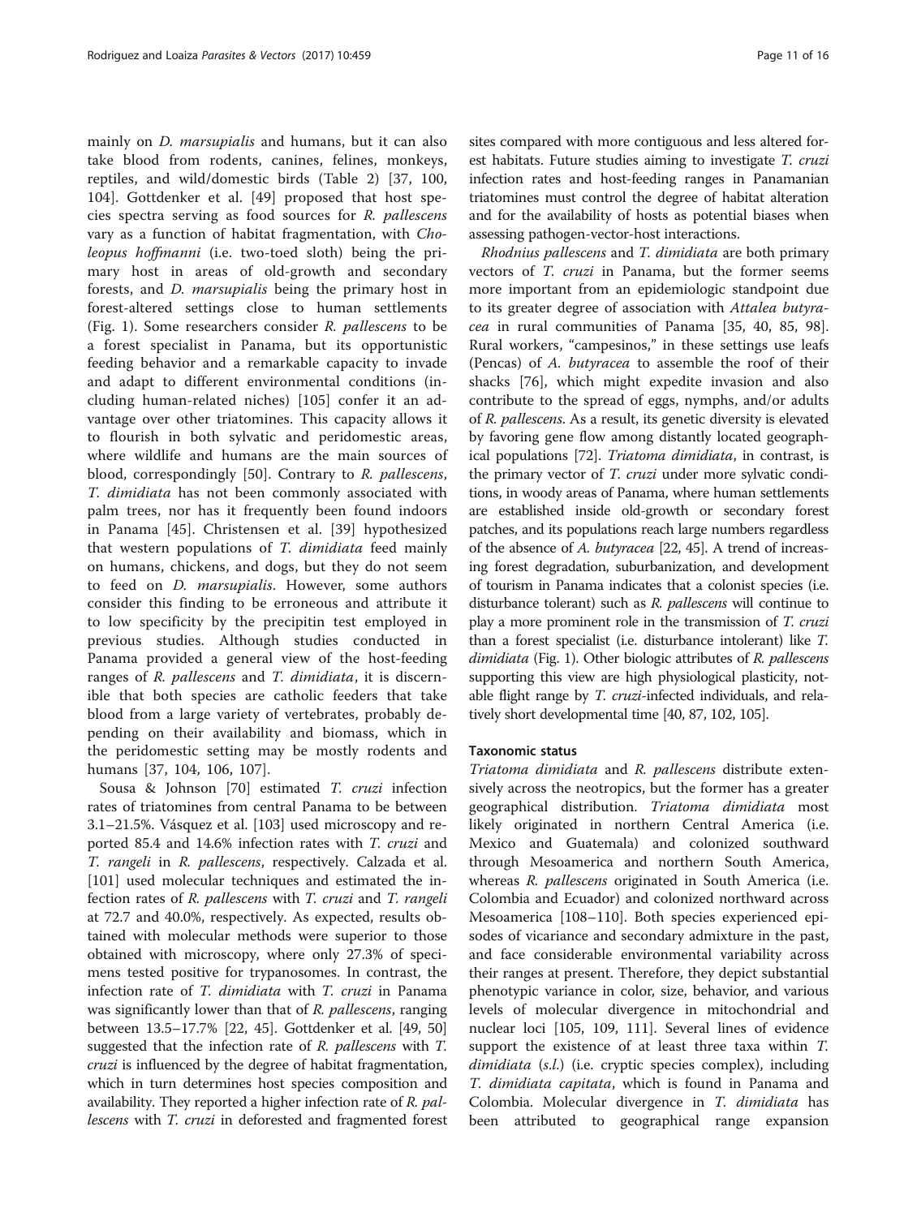mainly on *D. marsupialis* and humans, but it can also take blood from rodents, canines, felines, monkeys, reptiles, and wild/domestic birds (Table 2) [37, 100, 104]. Gottdenker et al. [49] proposed that host species spectra serving as food sources for *R. pallescens* vary as a function of habitat fragmentation, with *Choleopus hoffmanni* (i.e. two-toed sloth) being the primary host in areas of old-growth and secondary forests, and *D. marsupialis* being the primary host in forest-altered settings close to human settlements (Fig. 1). Some researchers consider *R. pallescens* to be a forest specialist in Panama, but its opportunistic feeding behavior and a remarkable capacity to invade and adapt to different environmental conditions (including human-related niches) [105] confer it an advantage over other triatomines. This capacity allows it to flourish in both sylvatic and peridomestic areas, where wildlife and humans are the main sources of blood, correspondingly [50]. Contrary to *R. pallescens*, *T. dimidiata* has not been commonly associated with palm trees, nor has it frequently been found indoors in Panama [45]. Christensen et al. [39] hypothesized that western populations of *T. dimidiata* feed mainly on humans, chickens, and dogs, but they do not seem to feed on *D. marsupialis*. However, some authors consider this finding to be erroneous and attribute it to low specificity by the precipitin test employed in previous studies. Although studies conducted in Panama provided a general view of the host-feeding ranges of *R. pallescens* and *T. dimidiata*, it is discernible that both species are catholic feeders that take blood from a large variety of vertebrates, probably depending on their availability and biomass, which in the peridomestic setting may be mostly rodents and humans [37, 104, 106, 107].

Sousa & Johnson [70] estimated *T. cruzi* infection rates of triatomines from central Panama to be between 3.1–21.5%. Vásquez et al. [103] used microscopy and reported 85.4 and 14.6% infection rates with *T. cruzi* and *T. rangeli* in *R. pallescens*, respectively. Calzada et al. [101] used molecular techniques and estimated the infection rates of *R. pallescens* with *T. cruzi* and *T. rangeli* at 72.7 and 40.0%, respectively. As expected, results obtained with molecular methods were superior to those obtained with microscopy, where only 27.3% of specimens tested positive for trypanosomes. In contrast, the infection rate of *T. dimidiata* with *T. cruzi* in Panama was significantly lower than that of *R. pallescens*, ranging between 13.5–17.7% [22, 45]. Gottdenker et al. [49, 50] suggested that the infection rate of *R. pallescens* with *T. cruzi* is influenced by the degree of habitat fragmentation, which in turn determines host species composition and availability. They reported a higher infection rate of *R. pallescens* with *T. cruzi* in deforested and fragmented forest sites compared with more contiguous and less altered forest habitats. Future studies aiming to investigate *T. cruzi* infection rates and host-feeding ranges in Panamanian triatomines must control the degree of habitat alteration and for the availability of hosts as potential biases when assessing pathogen-vector-host interactions.

*Rhodnius pallescens* and *T. dimidiata* are both primary vectors of *T. cruzi* in Panama, but the former seems more important from an epidemiologic standpoint due to its greater degree of association with *Attalea butyracea* in rural communities of Panama [35, 40, 85, 98]. Rural workers, "campesinos," in these settings use leafs (Pencas) of *A. butyracea* to assemble the roof of their shacks [76], which might expedite invasion and also contribute to the spread of eggs, nymphs, and/or adults of *R. pallescens*. As a result, its genetic diversity is elevated by favoring gene flow among distantly located geographical populations [72]. *Triatoma dimidiata*, in contrast, is the primary vector of *T. cruzi* under more sylvatic conditions, in woody areas of Panama, where human settlements are established inside old-growth or secondary forest patches, and its populations reach large numbers regardless of the absence of *A. butyracea* [22, 45]. A trend of increasing forest degradation, suburbanization, and development of tourism in Panama indicates that a colonist species (i.e. disturbance tolerant) such as *R. pallescens* will continue to play a more prominent role in the transmission of *T. cruzi* than a forest specialist (i.e. disturbance intolerant) like *T. dimidiata* (Fig. 1). Other biologic attributes of *R. pallescens* supporting this view are high physiological plasticity, notable flight range by *T. cruzi*-infected individuals, and relatively short developmental time [40, 87, 102, 105].

## Taxonomic status

*Triatoma dimidiata* and *R. pallescens* distribute extensively across the neotropics, but the former has a greater geographical distribution. *Triatoma dimidiata* most likely originated in northern Central America (i.e. Mexico and Guatemala) and colonized southward through Mesoamerica and northern South America, whereas *R. pallescens* originated in South America (i.e. Colombia and Ecuador) and colonized northward across Mesoamerica [108–110]. Both species experienced episodes of vicariance and secondary admixture in the past, and face considerable environmental variability across their ranges at present. Therefore, they depict substantial phenotypic variance in color, size, behavior, and various levels of molecular divergence in mitochondrial and nuclear loci [105, 109, 111]. Several lines of evidence support the existence of at least three taxa within *T. dimidiata* (*s.l.*) (i.e. cryptic species complex), including *T. dimidiata capitata*, which is found in Panama and Colombia. Molecular divergence in *T. dimidiata* has been attributed to geographical range expansion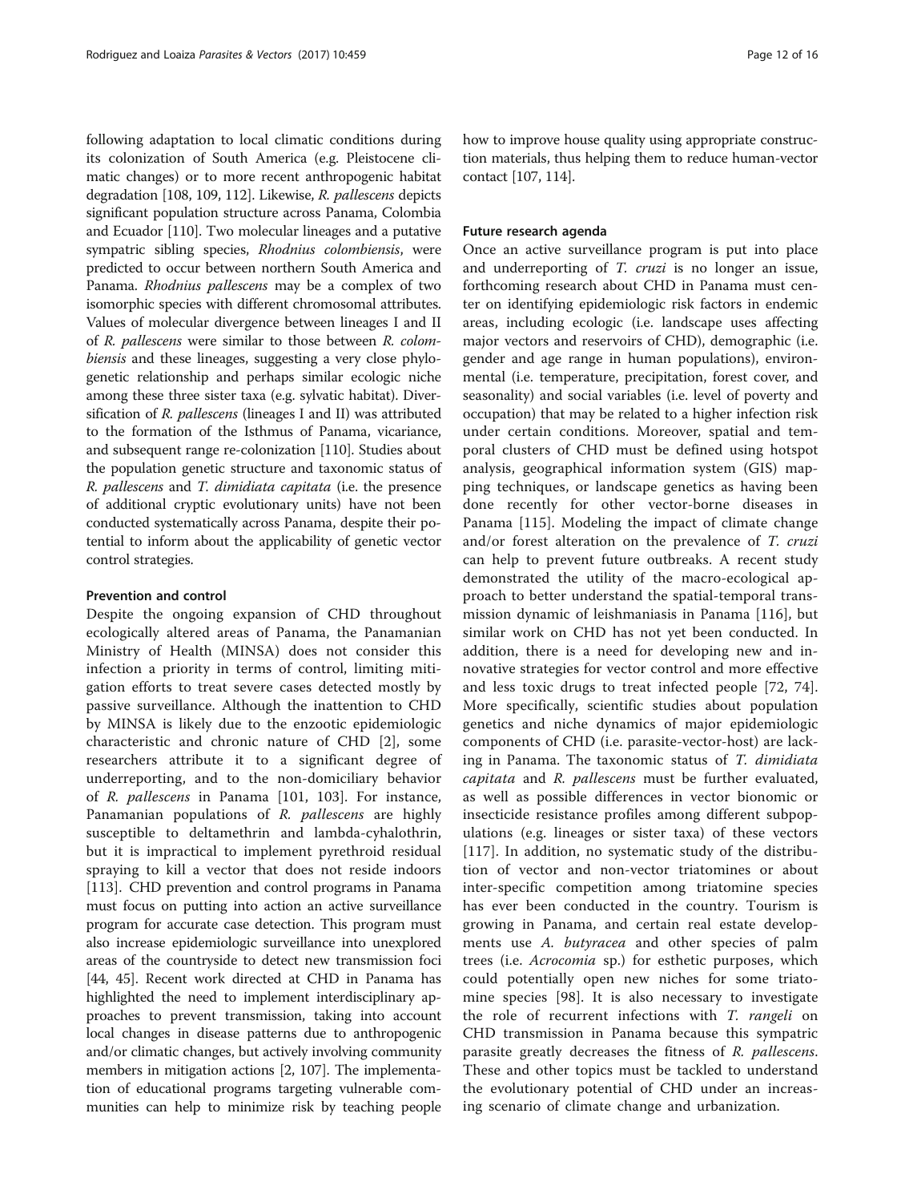following adaptation to local climatic conditions during its colonization of South America (e.g. Pleistocene climatic changes) or to more recent anthropogenic habitat degradation [108, 109, 112]. Likewise, *R. pallescens* depicts significant population structure across Panama, Colombia and Ecuador [110]. Two molecular lineages and a putative sympatric sibling species, *Rhodnius colombiensis*, were predicted to occur between northern South America and Panama. *Rhodnius pallescens* may be a complex of two isomorphic species with different chromosomal attributes. Values of molecular divergence between lineages I and II of *R. pallescens* were similar to those between *R. colombiensis* and these lineages, suggesting a very close phylogenetic relationship and perhaps similar ecologic niche among these three sister taxa (e.g. sylvatic habitat). Diversification of *R. pallescens* (lineages I and II) was attributed to the formation of the Isthmus of Panama, vicariance, and subsequent range re-colonization [110]. Studies about the population genetic structure and taxonomic status of *R. pallescens* and *T. dimidiata capitata* (i.e. the presence of additional cryptic evolutionary units) have not been conducted systematically across Panama, despite their potential to inform about the applicability of genetic vector control strategies.

### Prevention and control

Despite the ongoing expansion of CHD throughout ecologically altered areas of Panama, the Panamanian Ministry of Health (MINSA) does not consider this infection a priority in terms of control, limiting mitigation efforts to treat severe cases detected mostly by passive surveillance. Although the inattention to CHD by MINSA is likely due to the enzootic epidemiologic characteristic and chronic nature of CHD [2], some researchers attribute it to a significant degree of underreporting, and to the non-domiciliary behavior of *R. pallescens* in Panama [101, 103]. For instance, Panamanian populations of *R. pallescens* are highly susceptible to deltamethrin and lambda-cyhalothrin, but it is impractical to implement pyrethroid residual spraying to kill a vector that does not reside indoors [113]. CHD prevention and control programs in Panama must focus on putting into action an active surveillance program for accurate case detection. This program must also increase epidemiologic surveillance into unexplored areas of the countryside to detect new transmission foci [44, 45]. Recent work directed at CHD in Panama has highlighted the need to implement interdisciplinary approaches to prevent transmission, taking into account local changes in disease patterns due to anthropogenic and/or climatic changes, but actively involving community members in mitigation actions [2, 107]. The implementation of educational programs targeting vulnerable communities can help to minimize risk by teaching people how to improve house quality using appropriate construction materials, thus helping them to reduce human-vector contact [107, 114].

### Future research agenda

Once an active surveillance program is put into place and underreporting of *T. cruzi* is no longer an issue, forthcoming research about CHD in Panama must center on identifying epidemiologic risk factors in endemic areas, including ecologic (i.e. landscape uses affecting major vectors and reservoirs of CHD), demographic (i.e. gender and age range in human populations), environmental (i.e. temperature, precipitation, forest cover, and seasonality) and social variables (i.e. level of poverty and occupation) that may be related to a higher infection risk under certain conditions. Moreover, spatial and temporal clusters of CHD must be defined using hotspot analysis, geographical information system (GIS) mapping techniques, or landscape genetics as having been done recently for other vector-borne diseases in Panama [115]. Modeling the impact of climate change and/or forest alteration on the prevalence of *T. cruzi* can help to prevent future outbreaks. A recent study demonstrated the utility of the macro-ecological approach to better understand the spatial-temporal transmission dynamic of leishmaniasis in Panama [116], but similar work on CHD has not yet been conducted. In addition, there is a need for developing new and innovative strategies for vector control and more effective and less toxic drugs to treat infected people [72, 74]. More specifically, scientific studies about population genetics and niche dynamics of major epidemiologic components of CHD (i.e. parasite-vector-host) are lacking in Panama. The taxonomic status of *T. dimidiata capitata* and *R. pallescens* must be further evaluated, as well as possible differences in vector bionomic or insecticide resistance profiles among different subpopulations (e.g. lineages or sister taxa) of these vectors [117]. In addition, no systematic study of the distribution of vector and non-vector triatomines or about inter-specific competition among triatomine species has ever been conducted in the country. Tourism is growing in Panama, and certain real estate developments use *A. butyracea* and other species of palm trees (i.e. *Acrocomia* sp.) for esthetic purposes, which could potentially open new niches for some triatomine species [98]. It is also necessary to investigate the role of recurrent infections with *T. rangeli* on CHD transmission in Panama because this sympatric parasite greatly decreases the fitness of *R. pallescens*. These and other topics must be tackled to understand the evolutionary potential of CHD under an increasing scenario of climate change and urbanization.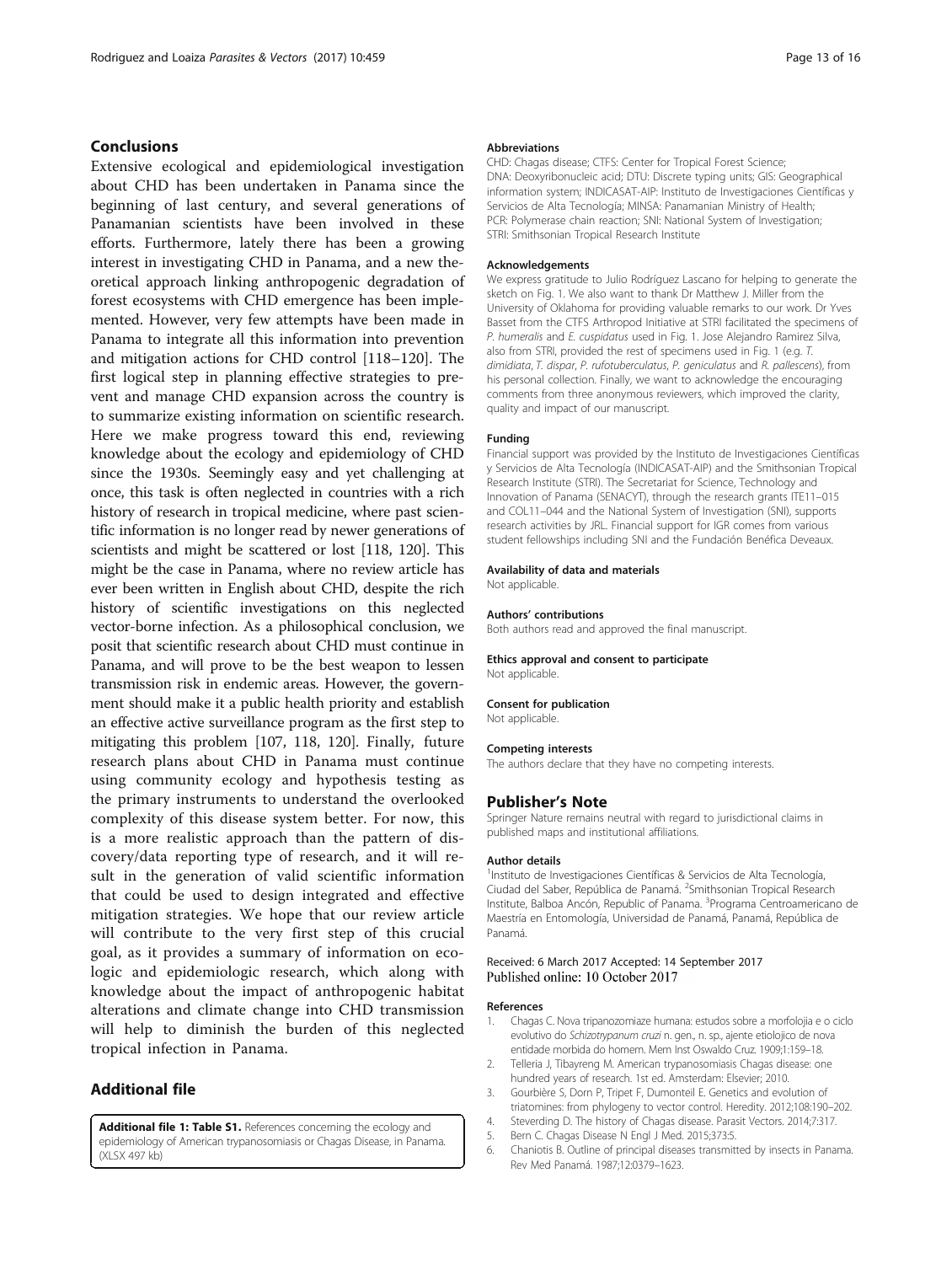## Conclusions

Extensive ecological and epidemiological investigation about CHD has been undertaken in Panama since the beginning of last century, and several generations of Panamanian scientists have been involved in these efforts. Furthermore, lately there has been a growing interest in investigating CHD in Panama, and a new theoretical approach linking anthropogenic degradation of forest ecosystems with CHD emergence has been implemented. However, very few attempts have been made in Panama to integrate all this information into prevention and mitigation actions for CHD control [118–120]. The first logical step in planning effective strategies to prevent and manage CHD expansion across the country is to summarize existing information on scientific research. Here we make progress toward this end, reviewing knowledge about the ecology and epidemiology of CHD since the 1930s. Seemingly easy and yet challenging at once, this task is often neglected in countries with a rich history of research in tropical medicine, where past scientific information is no longer read by newer generations of scientists and might be scattered or lost [118, 120]. This might be the case in Panama, where no review article has ever been written in English about CHD, despite the rich history of scientific investigations on this neglected vector-borne infection. As a philosophical conclusion, we posit that scientific research about CHD must continue in Panama, and will prove to be the best weapon to lessen transmission risk in endemic areas. However, the government should make it a public health priority and establish an effective active surveillance program as the first step to mitigating this problem [107, 118, 120]. Finally, future research plans about CHD in Panama must continue using community ecology and hypothesis testing as the primary instruments to understand the overlooked complexity of this disease system better. For now, this is a more realistic approach than the pattern of discovery/data reporting type of research, and it will result in the generation of valid scientific information that could be used to design integrated and effective mitigation strategies. We hope that our review article will contribute to the very first step of this crucial goal, as it provides a summary of information on ecologic and epidemiologic research, which along with knowledge about the impact of anthropogenic habitat alterations and climate change into CHD transmission will help to diminish the burden of this neglected tropical infection in Panama.

## Additional file

**Additional file 1: Table S1.** References concerning the ecology and epidemiology of American trypanosomiasis or Chagas Disease, in Panama. (XLSX 497 kb)

#### Abbreviations

CHD: Chagas disease; CTFS: Center for Tropical Forest Science; DNA: Deoxyribonucleic acid; DTU: Discrete typing units; GIS: Geographical information system; INDICASAT-AIP: Instituto de Investigaciones Científicas y Servicios de Alta Tecnología; MINSA: Panamanian Ministry of Health; PCR: Polymerase chain reaction; SNI: National System of Investigation; STRI: Smithsonian Tropical Research Institute

#### Acknowledgements

We express gratitude to Julio Rodríguez Lascano for helping to generate the sketch on Fig. 1. We also want to thank Dr Matthew J. Miller from the University of Oklahoma for providing valuable remarks to our work. Dr Yves Basset from the CTFS Arthropod Initiative at STRI facilitated the specimens of *P. humeralis* and *E. cuspidatus* used in Fig. 1. Jose Alejandro Ramirez Silva, also from STRI, provided the rest of specimens used in Fig. 1 (e.g. *T. dimidiata*, *T. dispar*, *P. rufotuberculatus*, *P. geniculatus* and *R. pallescens*), from his personal collection. Finally, we want to acknowledge the encouraging comments from three anonymous reviewers, which improved the clarity, quality and impact of our manuscript.

#### Funding

Financial support was provided by the Instituto de Investigaciones Científicas y Servicios de Alta Tecnología (INDICASAT-AIP) and the Smithsonian Tropical Research Institute (STRI). The Secretariat for Science, Technology and Innovation of Panama (SENACYT), through the research grants ITE11–015 and COL11–044 and the National System of Investigation (SNI), supports research activities by JRL. Financial support for IGR comes from various student fellowships including SNI and the Fundación Benéfica Deveaux.

#### Availability of data and materials

Not applicable.

#### Authors' contributions

Both authors read and approved the final manuscript.

#### Ethics approval and consent to participate

Not applicable.

#### Consent for publication

Not applicable.

#### Competing interests

The authors declare that they have no competing interests.

## Publisher's Note

Springer Nature remains neutral with regard to jurisdictional claims in published maps and institutional affiliations.

#### Author details

[1]Instituto de Investigaciones Científicas & Servicios de Alta Tecnología, Ciudad del Saber, República de Panamá. [2]Smithsonian Tropical Research Institute, Balboa Ancón, Republic of Panama. [3]Programa Centroamericano de Maestría en Entomología, Universidad de Panamá, Panamá, República de Panamá.

Received: 6 March 2017 Accepted: 14 September 2017
Published online: 10 October 2017

#### References

1. Chagas C. Nova tripanozomiaze humana: estudos sobre a morfolojia e o ciclo evolutivo do *Schizotrypanum cruzi* n. gen., n. sp., ajente etiolojico de nova entidade morbida do homem. Mem Inst Oswaldo Cruz. 1909;1:159–18.
2. Telleria J, Tibayreng M. American trypanosomiasis Chagas disease: one hundred years of research. 1st ed. Amsterdam: Elsevier; 2010.
3. Gourbière S, Dorn P, Tripet F, Dumonteil E. Genetics and evolution of triatomines: from phylogeny to vector control. Heredity. 2012;108:190–202.
4. Steverding D. The history of Chagas disease. Parasit Vectors. 2014;7:317.
5. Bern C. Chagas Disease N Engl J Med. 2015;373:5.
6. Chaniotis B. Outline of principal diseases transmitted by insects in Panama. Rev Med Panamá. 1987;12:0379–1623.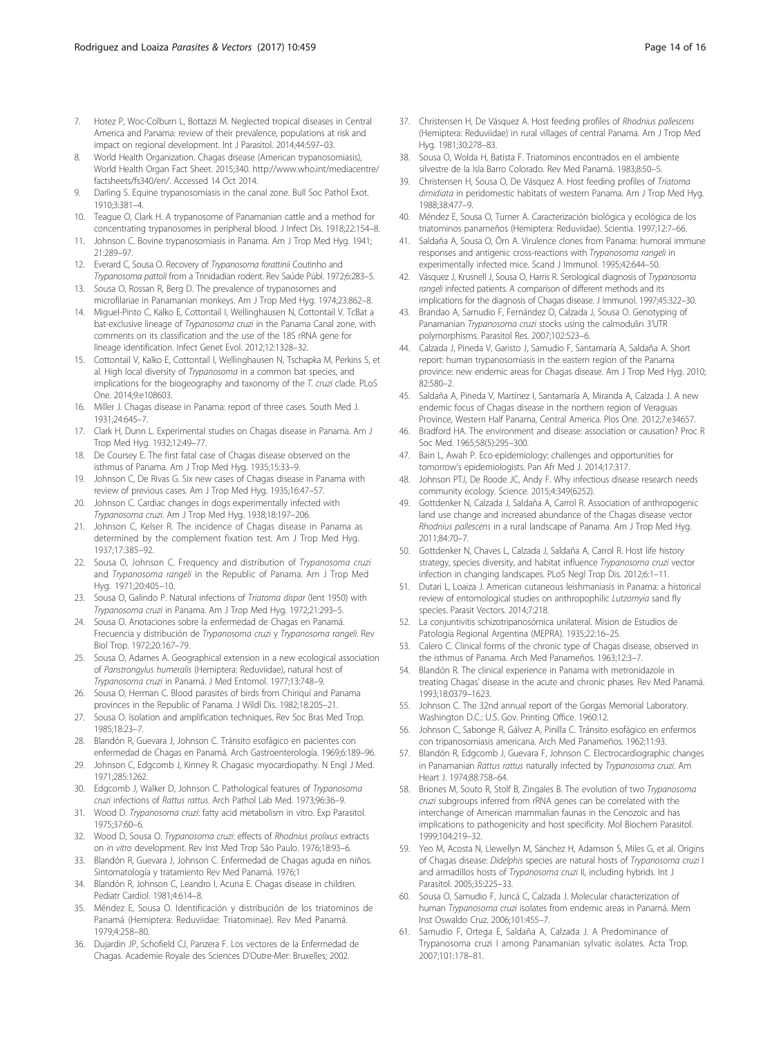7. Hotez P, Woc-Colburn L, Bottazzi M. Neglected tropical diseases in Central America and Panama: review of their prevalence, populations at risk and impact on regional development. Int J Parasitol. 2014;44:597–03.
8. World Health Organization. Chagas disease (American trypanosomiasis), World Health Organ Fact Sheet. 2015;340. http://www.who.int/mediacentre/factsheets/fs340/en/. Accessed 14 Oct 2014.
9. Darling S. Equine trypanosomiasis in the canal zone. Bull Soc Pathol Exot. 1910;3:381–4.
10. Teague O, Clark H. A trypanosome of Panamanian cattle and a method for concentrating trypanosomes in peripheral blood. J Infect Dis. 1918;22:154–8.
11. Johnson C. Bovine trypanosomiasis in Panama. Am J Trop Med Hyg. 1941; 21:289–97.
12. Everard C, Sousa O. Recovery of *Trypanosoma forattinii* Coutinho and *Trypanosoma pattoli* from a Trinidadian rodent. Rev Saúde Públ. 1972;6:283–5.
13. Sousa O, Rossan R, Berg D. The prevalence of trypanosomes and microfilariae in Panamanian monkeys. Am J Trop Med Hyg. 1974;23:862–8.
14. Miguel-Pinto C, Kalko E, Cottontail I, Wellinghausen N, Cottontail V. TcBat a bat-exclusive lineage of *Trypanosoma cruzi* in the Panama Canal zone, with comments on its classification and the use of the 18S rRNA gene for lineage identification. Infect Genet Evol. 2012;12:1328–32.
15. Cottontail V, Kalko E, Cottontail I, Wellinghausen N, Tschapka M, Perkins S, et al. High local diversity of *Trypanosoma* in a common bat species, and implications for the biogeography and taxonomy of the *T. cruzi* clade. PLoS One. 2014;9:e108603.
16. Miller J. Chagas disease in Panama: report of three cases. South Med J. 1931;24:645–7.
17. Clark H, Dunn L. Experimental studies on Chagas disease in Panama. Am J Trop Med Hyg. 1932;12:49–77.
18. De Coursey E. The first fatal case of Chagas disease observed on the isthmus of Panama. Am J Trop Med Hyg. 1935;15:33–9.
19. Johnson C, De Rivas G. Six new cases of Chagas disease in Panama with review of previous cases. Am J Trop Med Hyg. 1935;16:47–57.
20. Johnson C. Cardiac changes in dogs experimentally infected with *Trypanosoma cruzi*. Am J Trop Med Hyg. 1938;18:197–206.
21. Johnson C, Kelser R. The incidence of Chagas disease in Panama as determined by the complement fixation test. Am J Trop Med Hyg. 1937;17:385–92.
22. Sousa O, Johnson C. Frequency and distribution of *Trypanosoma cruzi* and *Trypanosoma rangeli* in the Republic of Panama. Am J Trop Med Hyg. 1971;20:405–10.
23. Sousa O, Galindo P. Natural infections of *Triatoma dispar* (lent 1950) with *Trypanosoma cruzi* in Panama. Am J Trop Med Hyg. 1972;21:293–5.
24. Sousa O. Anotaciones sobre la enfermedad de Chagas en Panamá. Frecuencia y distribución de *Trypanosoma cruzi* y *Trypanosoma rangeli*. Rev Biol Trop. 1972;20:167–79.
25. Sousa O, Adames A. Geographical extension in a new ecological association of *Panstrongylus humeralis* (Hemiptera: Reduviidae), natural host of *Trypanosoma cruzi* in Panamá. J Med Entomol. 1977;13:748–9.
26. Sousa O, Herman C. Blood parasites of birds from Chiriquí and Panama provinces in the Republic of Panama. J Wildl Dis. 1982;18:205–21.
27. Sousa O. Isolation and amplification techniques. Rev Soc Bras Med Trop. 1985;18:23–7.
28. Blandón R, Guevara J, Johnson C. Tránsito esofágico en pacientes con enfermedad de Chagas en Panamá. Arch Gastroenterología. 1969;6:189–96.
29. Johnson C, Edgcomb J, Kinney R. Chagasic myocardiopathy. N Engl J Med. 1971;285:1262.
30. Edgcomb J, Walker D, Johnson C. Pathological features of *Trypanosoma cruzi* infections of *Rattus rattus*. Arch Pathol Lab Med. 1973;96:36–9.
31. Wood D. *Trypanosoma cruzi*: fatty acid metabolism in vitro. Exp Parasitol. 1975;37:60–6.
32. Wood D, Sousa O. *Trypanosoma cruzi*: effects of *Rhodnius prolixus* extracts on *in vitro* development. Rev Inst Med Trop São Paulo. 1976;18:93–6.
33. Blandón R, Guevara J, Johnson C. Enfermedad de Chagas aguda en niños. Sintomatología y tratamiento Rev Med Panamá. 1976;1
34. Blandón R, Johnson C, Leandro I, Acuna E. Chagas disease in children. Pediatr Cardiol. 1981;4:614–8.
35. Méndez E, Sousa O. Identificación y distribución de los triatominos de Panamá (Hemiptera: Reduviidae: Triatominae). Rev Med Panamá. 1979;4:258–80.
36. Dujardin JP, Schofield CJ, Panzera F. Los vectores de la Enfermedad de Chagas. Academie Royale des Sciences D'Outre-Mer: Bruxelles; 2002.
37. Christensen H, De Vásquez A. Host feeding profiles of *Rhodnius pallescens* (Hemiptera: Reduviidae) in rural villages of central Panama. Am J Trop Med Hyg. 1981;30:278–83.
38. Sousa O, Wolda H, Batista F. Triatominos encontrados en el ambiente silvestre de la Isla Barro Colorado. Rev Med Panamá. 1983;8:50–5.
39. Christensen H, Sousa O, De Vásquez A. Host feeding profiles of *Triatoma dimidiata* in peridomestic habitats of western Panama. Am J Trop Med Hyg. 1988;38:477–9.
40. Méndez E, Sousa O, Turner A. Caracterización biológica y ecológica de los triatominos panameños (Hemiptera: Reduviidae). Scientia. 1997;12:7–66.
41. Saldaña A, Sousa O, Örn A. Virulence clones from Panama: humoral immune responses and antigenic cross-reactions with *Trypanosoma rangeli* in experimentally infected mice. Scand J Immunol. 1995;42:644–50.
42. Vásquez J, Krusnell J, Sousa O, Harris R. Serological diagnosis of *Trypanosoma rangeli* infected patients. A comparison of different methods and its implications for the diagnosis of Chagas disease. J Immunol. 1997;45:322–30.
43. Brandao A, Samudio F, Fernández O, Calzada J, Sousa O. Genotyping of Panamanian *Trypanosoma cruzi* stocks using the calmodulin 3'UTR polymorphisms. Parasitol Res. 2007;102:523–6.
44. Calzada J, Pineda V, Garisto J, Samudio F, Santamaría A, Saldaña A. Short report: human trypanosomiasis in the eastern region of the Panama province: new endemic areas for Chagas disease. Am J Trop Med Hyg. 2010; 82:580–2.
45. Saldaña A, Pineda V, Martínez I, Santamaría A, Miranda A, Calzada J. A new endemic focus of Chagas disease in the northern region of Veraguas Province, Western Half Panama, Central America. Plos One. 2012;7:e34657.
46. Bradford HA. The environment and disease: association or causation? Proc R Soc Med. 1965;58(5):295–300.
47. Bain L, Awah P. Eco-epidemiology: challenges and opportunities for tomorrow's epidemiologists. Pan Afr Med J. 2014;17:317.
48. Johnson PTJ, De Roode JC, Andy F. Why infectious disease research needs community ecology. Science. 2015;4:349(6252).
49. Gottdenker N, Calzada J, Saldaña A, Carrol R. Association of anthropogenic land use change and increased abundance of the Chagas disease vector *Rhodnius pallescens* in a rural landscape of Panama. Am J Trop Med Hyg. 2011;84:70–7.
50. Gottdenker N, Chaves L, Calzada J, Saldaña A, Carrol R. Host life history strategy, species diversity, and habitat influence *Trypanosoma cruzi* vector infection in changing landscapes. PLoS Negl Trop Dis. 2012;6:1–11.
51. Dutari L, Loaiza J. American cutaneous leishmaniasis in Panama: a historical review of entomological studies on anthropophilic *Lutzomyia* sand fly species. Parasit Vectors. 2014;7:218.
52. La conjuntivitis schizotripanosómica unilateral. Mision de Estudios de Patologia Regional Argentina (MEPRA). 1935;22:16–25.
53. Calero C. Clinical forms of the chronic type of Chagas disease, observed in the isthmus of Panama. Arch Med Panameños. 1963;12:3–7.
54. Blandón R. The clinical experience in Panama with metronidazole in treating Chagas' disease in the acute and chronic phases. Rev Med Panamá. 1993;18:0379–1623.
55. Johnson C. The 32nd annual report of the Gorgas Memorial Laboratory. Washington D.C.: U.S. Gov. Printing Office. 1960:12.
56. Johnson C, Sabonge R, Gálvez A, Pinilla C. Tránsito esofágico en enfermos con tripanosomiasis americana. Arch Med Panameños. 1962;11:93.
57. Blandón R, Edgcomb J, Guevara F, Johnson C. Electrocardiographic changes in Panamanian *Rattus rattus* naturally infected by *Trypanosoma cruzi*. Am Heart J. 1974;88:758–64.
58. Briones M, Souto R, Stolf B, Zingales B. The evolution of two *Trypanosoma cruzi* subgroups inferred from rRNA genes can be correlated with the interchange of American mammalian faunas in the Cenozoic and has implications to pathogenicity and host specificity. Mol Biochem Parasitol. 1999;104:219–32.
59. Yeo M, Acosta N, Llewellyn M, Sánchez H, Adamson S, Miles G, et al. Origins of Chagas disease: *Didelphis* species are natural hosts of *Trypanosoma cruzi* I and armadillos hosts of *Trypanosoma cruzi* II, including hybrids. Int J Parasitol. 2005;35:225–33.
60. Sousa O, Samudio F, Juncá C, Calzada J. Molecular characterization of human *Trypanosoma cruzi* isolates from endemic areas in Panamá. Mem Inst Oswaldo Cruz. 2006;101:455–7.
61. Samudio F, Ortega E, Saldaña A, Calzada J. A Predominance of Trypanosoma cruzi I among Panamanian sylvatic isolates. Acta Trop. 2007;101:178–81.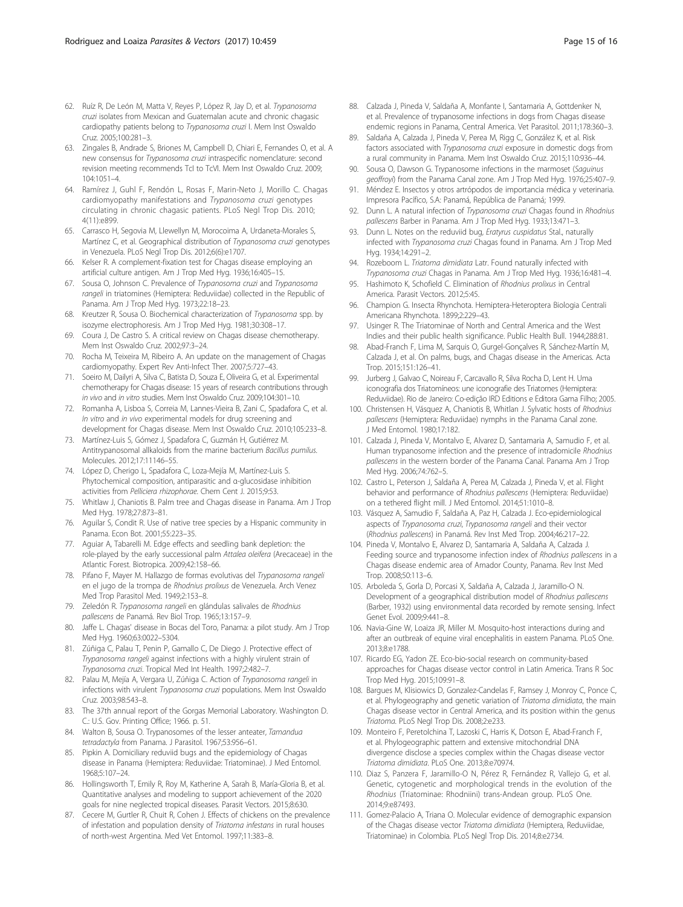62. Ruíz R, De León M, Matta V, Reyes P, López R, Jay D, et al. *Trypanosoma cruzi* isolates from Mexican and Guatemalan acute and chronic chagasic cardiopathy patients belong to *Trypanosoma cruzi* I. Mem Inst Oswaldo Cruz. 2005;100:281–3.
63. Zingales B, Andrade S, Briones M, Campbell D, Chiari E, Fernandes O, et al. A new consensus for *Trypanosoma cruzi* intraspecific nomenclature: second revision meeting recommends TcI to TcVI. Mem Inst Oswaldo Cruz. 2009; 104:1051–4.
64. Ramírez J, Guhl F, Rendón L, Rosas F, Marin-Neto J, Morillo C. Chagas cardiomyopathy manifestations and *Trypanosoma cruzi* genotypes circulating in chronic chagasic patients. PLoS Negl Trop Dis. 2010; 4(11):e899.
65. Carrasco H, Segovia M, Llewellyn M, Morocoima A, Urdaneta-Morales S, Martínez C, et al. Geographical distribution of *Trypanosoma cruzi* genotypes in Venezuela. PLoS Negl Trop Dis. 2012;6(6):e1707.
66. Kelser R. A complement-fixation test for Chagas disease employing an artificial culture antigen. Am J Trop Med Hyg. 1936;16:405–15.
67. Sousa O, Johnson C. Prevalence of *Trypanosoma cruzi* and *Trypanosoma rangeli* in triatomines (Hemiptera: Reduviidae) collected in the Republic of Panama. Am J Trop Med Hyg. 1973;22:18–23.
68. Kreutzer R, Sousa O. Biochemical characterization of *Trypanosoma* spp. by isozyme electrophoresis. Am J Trop Med Hyg. 1981;30:308–17.
69. Coura J, De Castro S. A critical review on Chagas disease chemotherapy. Mem Inst Oswaldo Cruz. 2002;97:3–24.
70. Rocha M, Teixeira M, Ribeiro A. An update on the management of Chagas cardiomyopathy. Expert Rev Anti-Infect Ther. 2007;5:727–43.
71. Soeiro M, Dailyri A, Silva C, Batista D, Souza E, Oliveira G, et al. Experimental chemotherapy for Chagas disease: 15 years of research contributions through *in vivo* and *in vitro* studies. Mem Inst Oswaldo Cruz. 2009;104:301–10.
72. Romanha A, Lisboa S, Correia M, Lannes-Vieira B, Zani C, Spadafora C, et al. *In vitro* and *in vivo* experimental models for drug screening and development for Chagas disease. Mem Inst Oswaldo Cruz. 2010;105:233–8.
73. Martínez-Luis S, Gómez J, Spadafora C, Guzmán H, Gutiérrez M. Antitrypanosomal allkaloids from the marine bacterium *Bacillus pumilus*. Molecules. 2012;17:11146–55.
74. López D, Cherigo L, Spadafora C, Loza-Mejía M, Martínez-Luis S. Phytochemical composition, antiparasitic and α-glucosidase inhibition activities from *Pelliciera rhizophorae*. Chem Cent J. 2015;9:53.
75. Whitlaw J, Chaniotis B. Palm tree and Chagas disease in Panama. Am J Trop Med Hyg. 1978;27:873–81.
76. Aguilar S, Condit R. Use of native tree species by a Hispanic community in Panama. Econ Bot. 2001;55:223–35.
77. Aguiar A, Tabarelli M. Edge effects and seedling bank depletion: the role-played by the early successional palm *Attalea oleifera* (Arecaceae) in the Atlantic Forest. Biotropica. 2009;42:158–66.
78. Pifano F, Mayer M. Hallazgo de formas evolutivas del *Trypanosoma rangeli* en el jugo de la trompa de *Rhodnius prolixus* de Venezuela. Arch Venez Med Trop Parasitol Med. 1949;2:153–8.
79. Zeledón R. *Trypanosoma rangeli* en glándulas salivales de *Rhodnius pallescens* de Panamá. Rev Biol Trop. 1965;13:157–9.
80. Jaffe L. Chagas' disease in Bocas del Toro, Panama: a pilot study. Am J Trop Med Hyg. 1960;63:0022–5304.
81. Zúñiga C, Palau T, Penin P, Gamallo C, De Diego J. Protective effect of *Trypanosoma rangeli* against infections with a highly virulent strain of *Trypanosoma cruzi*. Tropical Med Int Health. 1997;2:482–7.
82. Palau M, Mejía A, Vergara U, Zúñiga C. Action of *Trypanosoma rangeli* in infections with virulent *Trypanosoma cruzi* populations. Mem Inst Oswaldo Cruz. 2003;98:543–8.
83. The 37th annual report of the Gorgas Memorial Laboratory. Washington D. C.: U.S. Gov. Printing Office; 1966. p. 51.
84. Walton B, Sousa O. Trypanosomes of the lesser anteater, *Tamandua tetradactyla* from Panama. J Parasitol. 1967;53:956–61.
85. Pipkin A. Domiciliary reduviid bugs and the epidemiology of Chagas disease in Panama (Hemiptera: Reduviidae: Triatominae). J Med Entomol. 1968;5:107–24.
86. Hollingsworth T, Emily R, Roy M, Katherine A, Sarah B, María-Gloria B, et al. Quantitative analyses and modeling to support achievement of the 2020 goals for nine neglected tropical diseases. Parasit Vectors. 2015;8:630.
87. Cecere M, Gurtler R, Chuit R, Cohen J. Effects of chickens on the prevalence of infestation and population density of *Triatoma infestans* in rural houses of north-west Argentina. Med Vet Entomol. 1997;11:383–8.
88. Calzada J, Pineda V, Saldaña A, Monfante I, Santamaria A, Gottdenker N, et al. Prevalence of trypanosome infections in dogs from Chagas disease endemic regions in Panama, Central America. Vet Parasitol. 2011;178:360–3.
89. Saldaña A, Calzada J, Pineda V, Perea M, Rigg C, González K, et al. Risk factors associated with *Trypanosoma cruzi* exposure in domestic dogs from a rural community in Panama. Mem Inst Oswaldo Cruz. 2015;110:936–44.
90. Sousa O, Dawson G. Trypanosome infections in the marmoset (*Saguinus geoffroyi*) from the Panama Canal zone. Am J Trop Med Hyg. 1976;25:407–9.
91. Méndez E. Insectos y otros artrópodos de importancia médica y veterinaria. Impresora Pacífico, S.A: Panamá, República de Panamá; 1999.
92. Dunn L. A natural infection of *Trypanosoma cruzi* Chagas found in *Rhodnius pallescens* Barber in Panama. Am J Trop Med Hyg. 1933;13:471–3.
93. Dunn L. Notes on the reduviid bug, *Eratyrus cuspidatus* Stal., naturally infected with *Trypanosoma cruzi* Chagas found in Panama. Am J Trop Med Hyg. 1934;14:291–2.
94. Rozeboom L. *Triatoma dimidiata* Latr. Found naturally infected with *Trypanosoma cruzi* Chagas in Panama. Am J Trop Med Hyg. 1936;16:481–4.
95. Hashimoto K, Schofield C. Elimination of *Rhodnius prolixus* in Central America. Parasit Vectors. 2012;5:45.
96. Champion G. Insecta Rhynchota. Hemiptera-Heteroptera Biologia Centrali Americana Rhynchota. 1899;2:229–43.
97. Usinger R. The Triatominae of North and Central America and the West Indies and their public health significance. Public Health Bull. 1944;288:81.
98. Abad-Franch F, Lima M, Sarquis O, Gurgel-Gonçalves R, Sánchez-Martín M, Calzada J, et al. On palms, bugs, and Chagas disease in the Americas. Acta Trop. 2015;151:126–41.
99. Jurberg J, Galvao C, Noireau F, Carcavallo R, Silva Rocha D, Lent H. Uma iconografia dos Triatomíneos: une iconografie des Triatomes (Hemiptera: Reduviidae). Rio de Janeiro: Co-edição IRD Editions e Editora Gama Filho; 2005.
100. Christensen H, Vásquez A, Chaniotis B, Whitlan J. Sylvatic hosts of *Rhodnius pallescens* (Hemiptera: Reduviidae) nymphs in the Panama Canal zone. J Med Entomol. 1980;17:182.
101. Calzada J, Pineda V, Montalvo E, Alvarez D, Santamaria A, Samudio F, et al. Human trypanosome infection and the presence of intradomicile *Rhodnius pallescens* in the western border of the Panama Canal. Panama Am J Trop Med Hyg. 2006;74:762–5.
102. Castro L, Peterson J, Saldaña A, Perea M, Calzada J, Pineda V, et al. Flight behavior and performance of *Rhodnius pallescens* (Hemiptera: Reduviidae) on a tethered flight mill. J Med Entomol. 2014;51:1010–8.
103. Vásquez A, Samudio F, Saldaña A, Paz H, Calzada J. Eco-epidemiological aspects of *Trypanosoma cruzi*, *Trypanosoma rangeli* and their vector (*Rhodnius pallescens*) in Panamá. Rev Inst Med Trop. 2004;46:217–22.
104. Pineda V, Montalvo E, Alvarez D, Santamaria A, Saldaña A, Calzada J. Feeding source and trypanosome infection index of *Rhodnius pallescens* in a Chagas disease endemic area of Amador County, Panama. Rev Inst Med Trop. 2008;50:113–6.
105. Arboleda S, Gorla D, Porcasi X, Saldaña A, Calzada J, Jaramillo-O N. Development of a geographical distribution model of *Rhodnius pallescens* (Barber, 1932) using environmental data recorded by remote sensing. Infect Genet Evol. 2009;9:441–8.
106. Navia-Gine W, Loaiza JR, Miller M. Mosquito-host interactions during and after an outbreak of equine viral encephalitis in eastern Panama. PLoS One. 2013;8:e1788.
107. Ricardo EG, Yadon ZE. Eco-bio-social research on community-based approaches for Chagas disease vector control in Latin America. Trans R Soc Trop Med Hyg. 2015;109:91–8.
108. Bargues M, Klisiowics D, Gonzalez-Candelas F, Ramsey J, Monroy C, Ponce C, et al. Phylogeography and genetic variation of *Triatoma dimidiata*, the main Chagas disease vector in Central America, and its position within the genus *Triatoma*. PLoS Negl Trop Dis. 2008;2:e233.
109. Monteiro F, Peretolchina T, Lazoski C, Harris K, Dotson E, Abad-Franch F, et al. Phylogeographic pattern and extensive mitochondrial DNA divergence disclose a species complex within the Chagas disease vector *Triatoma dimidiata*. PLoS One. 2013;8:e70974.
110. Díaz S, Panzera F, Jaramillo-O N, Pérez R, Fernández R, Vallejo G, et al. Genetic, cytogenetic and morphological trends in the evolution of the *Rhodnius* (Triatominae: Rhodniini) trans-Andean group. PLoS One. 2014;9:e87493.
111. Gomez-Palacio A, Triana O. Molecular evidence of demographic expansion of the Chagas disease vector *Triatoma dimidiata* (Hemiptera, Reduviidae, Triatominae) in Colombia. PLoS Negl Trop Dis. 2014;8:e2734.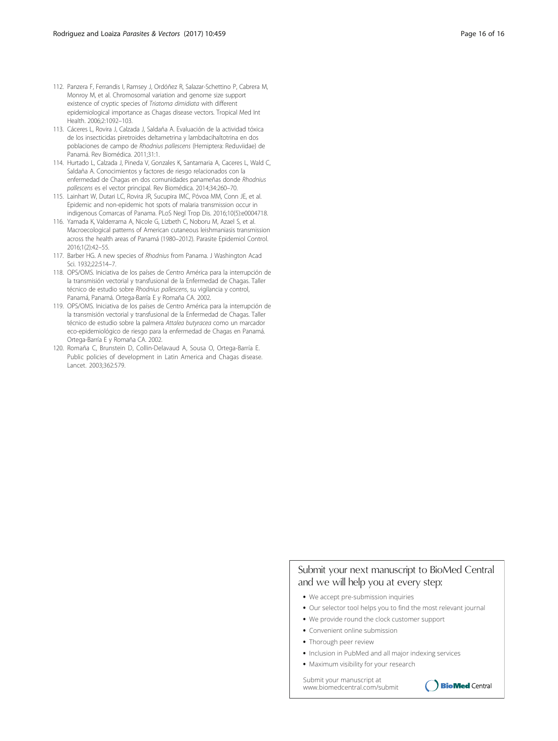112. Panzera F, Ferrandis I, Ramsey J, Ordóñez R, Salazar-Schettino P, Cabrera M, Monroy M, et al. Chromosomal variation and genome size support existence of cryptic species of *Triatoma dimidiata* with different epidemiological importance as Chagas disease vectors. Tropical Med Int Health. 2006;2:1092–103.
113. Cáceres L, Rovira J, Calzada J, Saldaña A. Evaluación de la actividad tóxica de los insecticidas piretroides deltametrina y lambdacihaltotrina en dos poblaciones de campo de *Rhodnius pallescens* (Hemiptera: Reduviidae) de Panamá. Rev Biomédica. 2011;31:1.
114. Hurtado L, Calzada J, Pineda V, Gonzales K, Santamaria A, Caceres L, Wald C, Saldaña A. Conocimientos y factores de riesgo relacionados con la enfermedad de Chagas en dos comunidades panameñas donde *Rhodnius pallescens* es el vector principal. Rev Biomédica. 2014;34:260–70.
115. Lainhart W, Dutari LC, Rovira JR, Sucupira IMC, Póvoa MM, Conn JE, et al. Epidemic and non-epidemic hot spots of malaria transmission occur in indigenous Comarcas of Panama. PLoS Negl Trop Dis. 2016;10(5):e0004718.
116. Yamada K, Valderrama A, Nicole G, Lizbeth C, Noboru M, Azael S, et al. Macroecological patterns of American cutaneous leishmaniasis transmission across the health areas of Panamá (1980–2012). Parasite Epidemiol Control. 2016;1(2):42–55.
117. Barber HG. A new species of *Rhodnius* from Panama. J Washington Acad Sci. 1932;22:514–7.
118. OPS/OMS. Iniciativa de los países de Centro América para la interrupción de la transmisión vectorial y transfusional de la Enfermedad de Chagas. Taller técnico de estudio sobre *Rhodnius pallescens*, su vigilancia y control, Panamá, Panamá. Ortega-Barría E y Romaña CA. 2002.
119. OPS/OMS. Iniciativa de los países de Centro América para la interrupción de la transmisión vectorial y transfusional de la Enfermedad de Chagas. Taller técnico de estudio sobre la palmera *Attalea butyracea* como un marcador eco-epidemiológico de riesgo para la enfermedad de Chagas en Panamá. Ortega-Barría E y Romaña CA. 2002.
120. Romaña C, Brunstein D, Collin-Delavaud A, Sousa O, Ortega-Barría E. Public policies of development in Latin America and Chagas disease. Lancet. 2003;362:579.

Submit your next manuscript to BioMed Central and we will help you at every step:

- We accept pre-submission inquiries
- Our selector tool helps you to find the most relevant journal
- We provide round the clock customer support
- Convenient online submission
- Thorough peer review
- Inclusion in PubMed and all major indexing services
- Maximum visibility for your research

Submit your manuscript at
www.biomedcentral.com/submit

BioMed Central